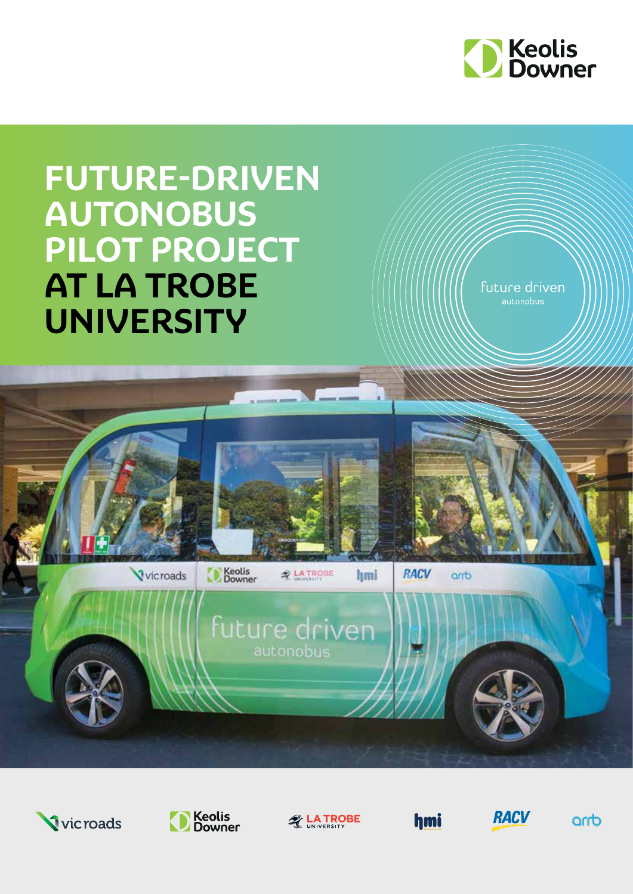# FUTURE-DRIVEN AUTONOBUS PILOT PROJECT AT LA TROBE UNIVERSITY

future driven
autonobus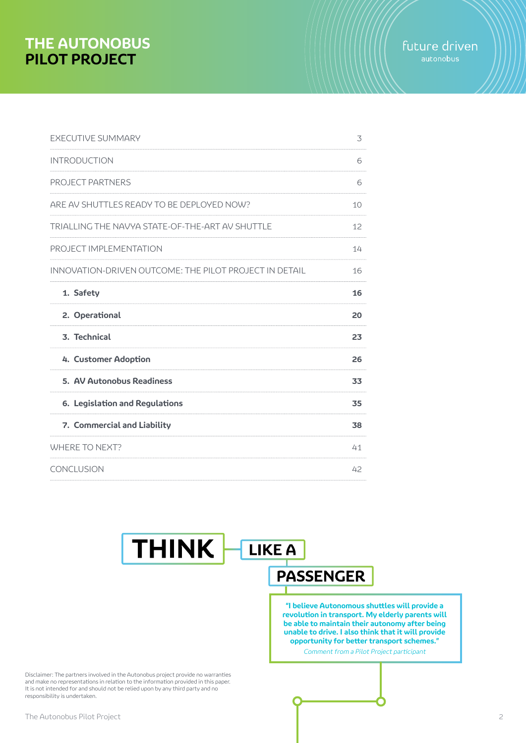# THE AUTONOBUS PILOT PROJECT

future driven
autonobus

| | |
|---|---|
| EXECUTIVE SUMMARY | 3 |
| INTRODUCTION | 6 |
| PROJECT PARTNERS | 6 |
| ARE AV SHUTTLES READY TO BE DEPLOYED NOW? | 10 |
| TRIALLING THE NAVYA STATE-OF-THE-ART AV SHUTTLE | 12 |
| PROJECT IMPLEMENTATION | 14 |
| INNOVATION-DRIVEN OUTCOME: THE PILOT PROJECT IN DETAIL | 16 |
| **1. Safety** | **16** |
| **2. Operational** | **20** |
| **3. Technical** | **23** |
| **4. Customer Adoption** | **26** |
| **5. AV Autonobus Readiness** | **33** |
| **6. Legislation and Regulations** | **35** |
| **7. Commercial and Liability** | **38** |
| WHERE TO NEXT? | 41 |
| CONCLUSION | 42 |

**THINK LIKE A PASSENGER**

**"I believe Autonomous shuttles will provide a revolution in transport. My elderly parents will be able to maintain their autonomy after being unable to drive. I also think that it will provide opportunity for better transport schemes."**

*Comment from a Pilot Project participant*

Disclaimer: The partners involved in the Autonobus project provide no warranties and make no representations in relation to the information provided in this paper. It is not intended for and should not be relied upon by any third party and no responsibility is undertaken.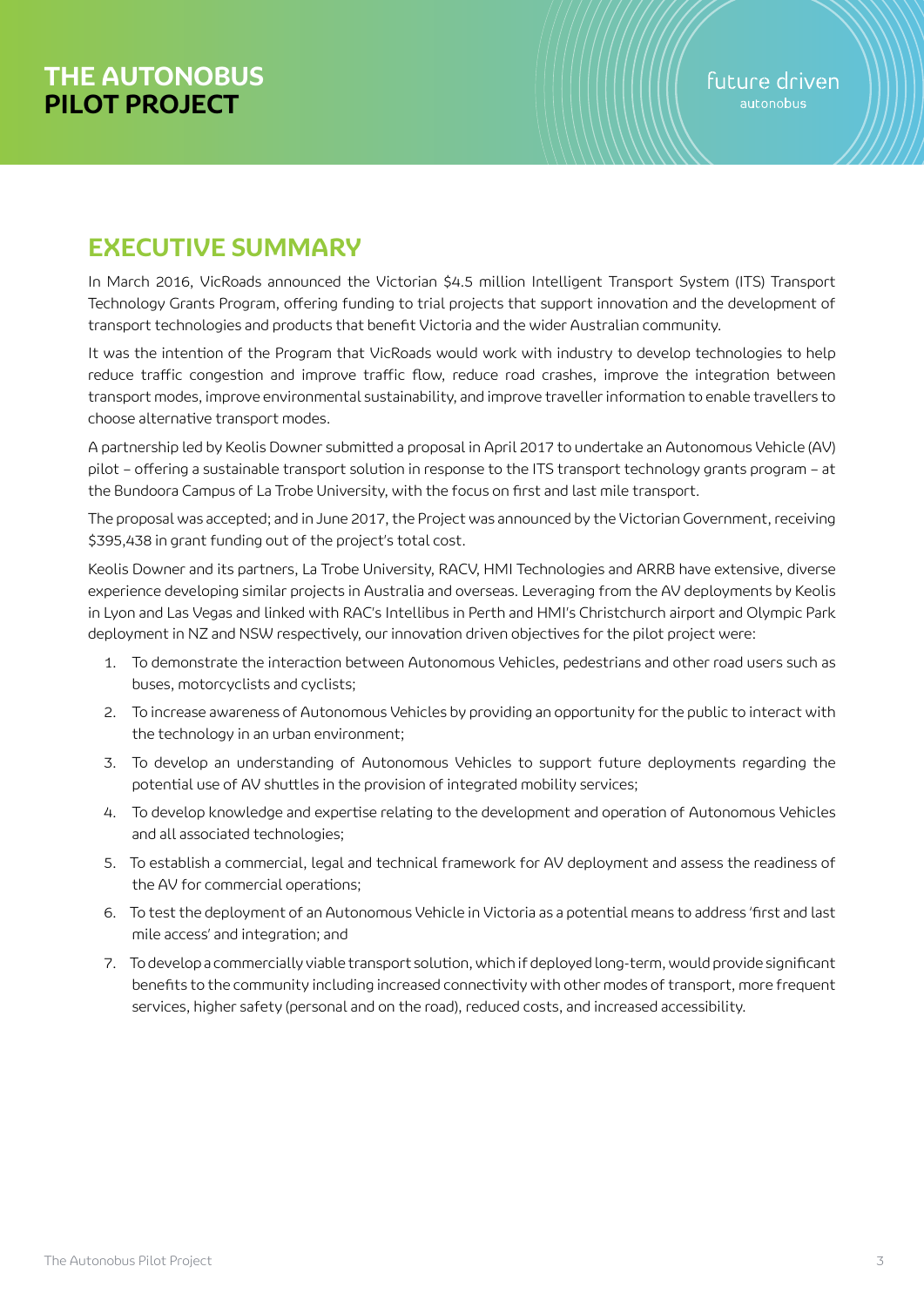## EXECUTIVE SUMMARY

In March 2016, VicRoads announced the Victorian $4.5 million Intelligent Transport System (ITS) Transport Technology Grants Program, offering funding to trial projects that support innovation and the development of transport technologies and products that benefit Victoria and the wider Australian community.

It was the intention of the Program that VicRoads would work with industry to develop technologies to help reduce traffic congestion and improve traffic flow, reduce road crashes, improve the integration between transport modes, improve environmental sustainability, and improve traveller information to enable travellers to choose alternative transport modes.

A partnership led by Keolis Downer submitted a proposal in April 2017 to undertake an Autonomous Vehicle (AV) pilot – offering a sustainable transport solution in response to the ITS transport technology grants program – at the Bundoora Campus of La Trobe University, with the focus on first and last mile transport.

The proposal was accepted; and in June 2017, the Project was announced by the Victorian Government, receiving $395,438 in grant funding out of the project's total cost.

Keolis Downer and its partners, La Trobe University, RACV, HMI Technologies and ARRB have extensive, diverse experience developing similar projects in Australia and overseas. Leveraging from the AV deployments by Keolis in Lyon and Las Vegas and linked with RAC's Intellibus in Perth and HMI's Christchurch airport and Olympic Park deployment in NZ and NSW respectively, our innovation driven objectives for the pilot project were:

1. To demonstrate the interaction between Autonomous Vehicles, pedestrians and other road users such as buses, motorcyclists and cyclists;
2. To increase awareness of Autonomous Vehicles by providing an opportunity for the public to interact with the technology in an urban environment;
3. To develop an understanding of Autonomous Vehicles to support future deployments regarding the potential use of AV shuttles in the provision of integrated mobility services;
4. To develop knowledge and expertise relating to the development and operation of Autonomous Vehicles and all associated technologies;
5. To establish a commercial, legal and technical framework for AV deployment and assess the readiness of the AV for commercial operations;
6. To test the deployment of an Autonomous Vehicle in Victoria as a potential means to address 'first and last mile access' and integration; and
7. To develop a commercially viable transport solution, which if deployed long-term, would provide significant benefits to the community including increased connectivity with other modes of transport, more frequent services, higher safety (personal and on the road), reduced costs, and increased accessibility.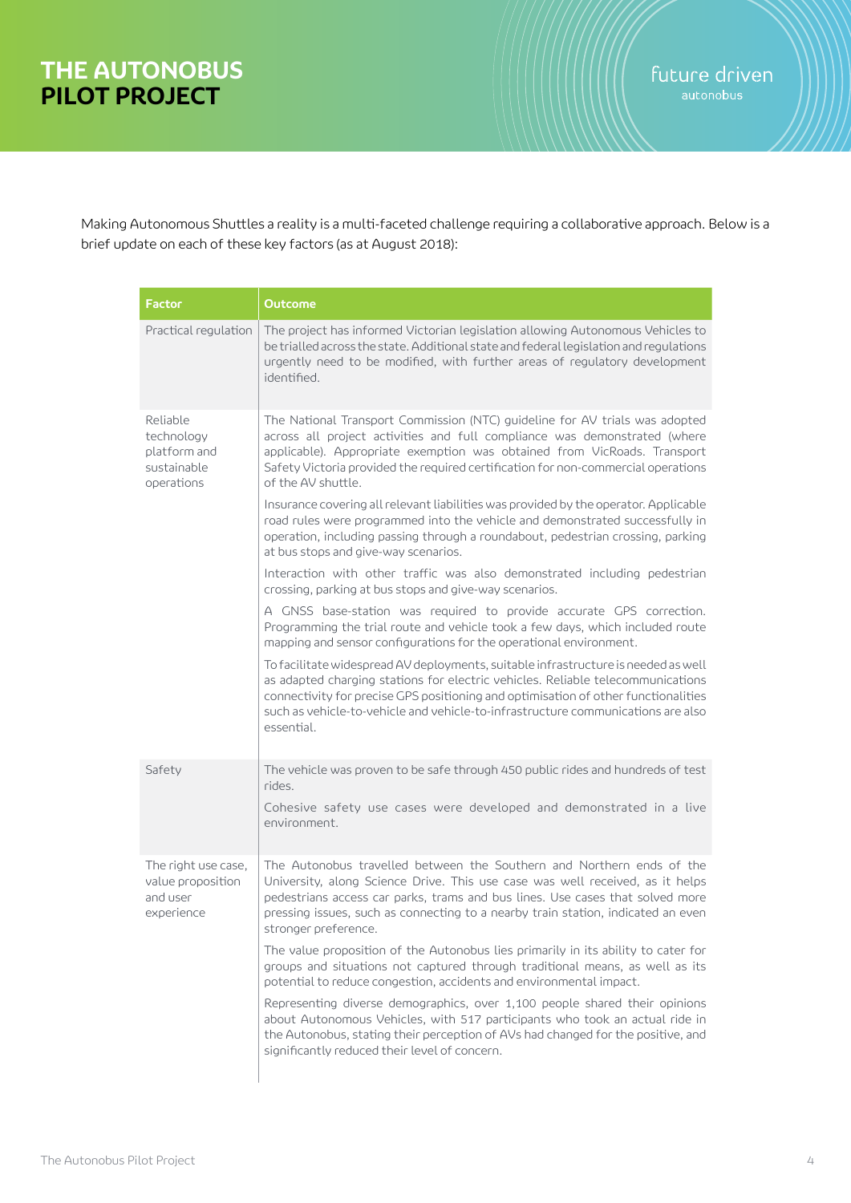# THE AUTONOBUS PILOT PROJECT

Making Autonomous Shuttles a reality is a multi-faceted challenge requiring a collaborative approach. Below is a brief update on each of these key factors (as at August 2018):

| Factor | Outcome |
|---|---|
| Practical regulation | The project has informed Victorian legislation allowing Autonomous Vehicles to be trialled across the state. Additional state and federal legislation and regulations urgently need to be modified, with further areas of regulatory development identified. |
| Reliable technology platform and sustainable operations | The National Transport Commission (NTC) guideline for AV trials was adopted across all project activities and full compliance was demonstrated (where applicable). Appropriate exemption was obtained from VicRoads. Transport Safety Victoria provided the required certification for non-commercial operations of the AV shuttle.<br><br>Insurance covering all relevant liabilities was provided by the operator. Applicable road rules were programmed into the vehicle and demonstrated successfully in operation, including passing through a roundabout, pedestrian crossing, parking at bus stops and give-way scenarios.<br><br>Interaction with other traffic was also demonstrated including pedestrian crossing, parking at bus stops and give-way scenarios.<br><br>A GNSS base-station was required to provide accurate GPS correction. Programming the trial route and vehicle took a few days, which included route mapping and sensor configurations for the operational environment.<br><br>To facilitate widespread AV deployments, suitable infrastructure is needed as well as adapted charging stations for electric vehicles. Reliable telecommunications connectivity for precise GPS positioning and optimisation of other functionalities such as vehicle-to-vehicle and vehicle-to-infrastructure communications are also essential. |
| Safety | The vehicle was proven to be safe through 450 public rides and hundreds of test rides.<br><br>Cohesive safety use cases were developed and demonstrated in a live environment. |
| The right use case, value proposition and user experience | The Autonobus travelled between the Southern and Northern ends of the University, along Science Drive. This use case was well received, as it helps pedestrians access car parks, trams and bus lines. Use cases that solved more pressing issues, such as connecting to a nearby train station, indicated an even stronger preference.<br><br>The value proposition of the Autonobus lies primarily in its ability to cater for groups and situations not captured through traditional means, as well as its potential to reduce congestion, accidents and environmental impact.<br><br>Representing diverse demographics, over 1,100 people shared their opinions about Autonomous Vehicles, with 517 participants who took an actual ride in the Autonobus, stating their perception of AVs had changed for the positive, and significantly reduced their level of concern. |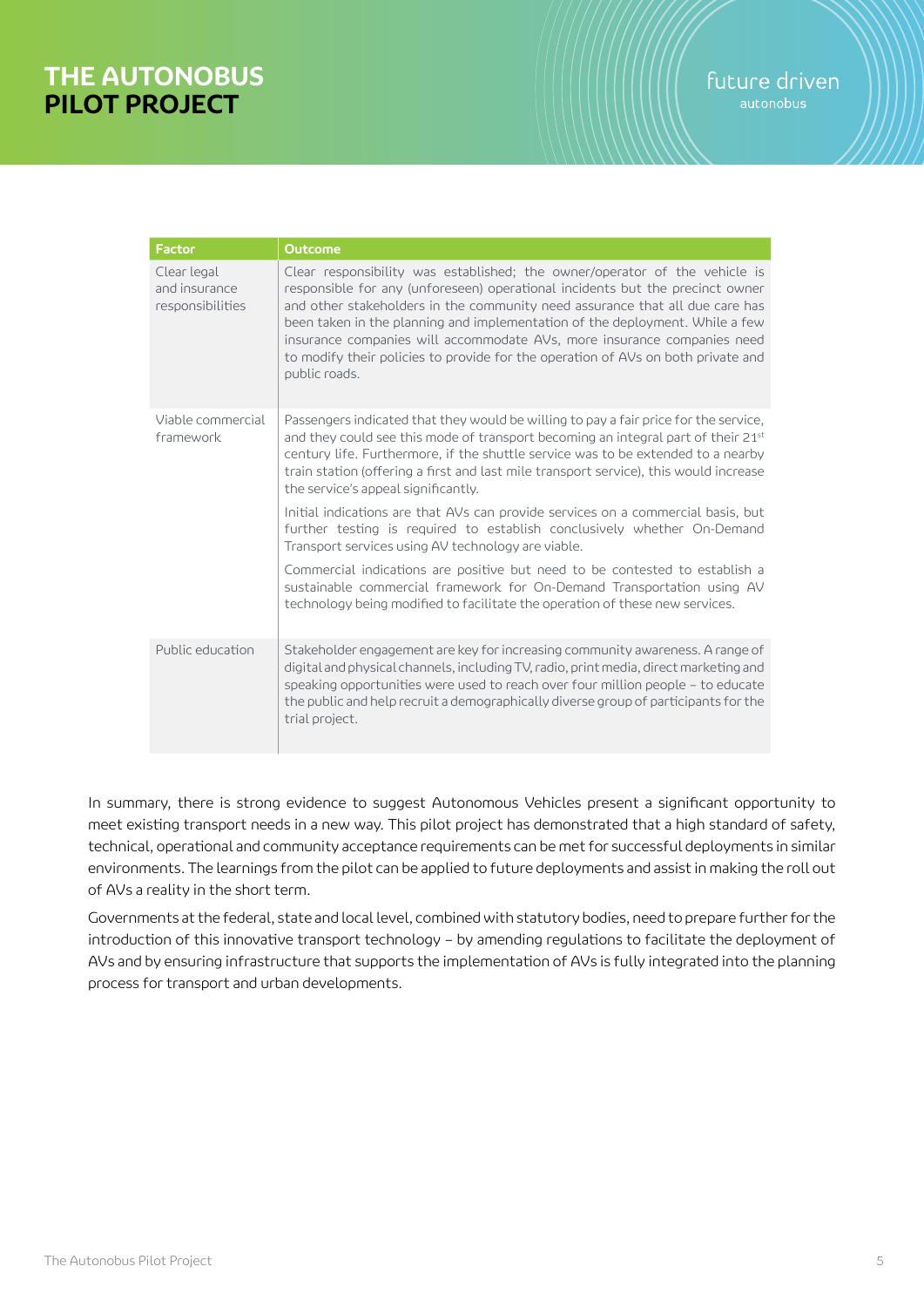| Factor | Outcome |
|---|---|
| Clear legal and insurance responsibilities | Clear responsibility was established; the owner/operator of the vehicle is responsible for any (unforeseen) operational incidents but the precinct owner and other stakeholders in the community need assurance that all due care has been taken in the planning and implementation of the deployment. While a few insurance companies will accommodate AVs, more insurance companies need to modify their policies to provide for the operation of AVs on both private and public roads. |
| Viable commercial framework | Passengers indicated that they would be willing to pay a fair price for the service, and they could see this mode of transport becoming an integral part of their 21st century life. Furthermore, if the shuttle service was to be extended to a nearby train station (offering a first and last mile transport service), this would increase the service's appeal significantly.<br><br>Initial indications are that AVs can provide services on a commercial basis, but further testing is required to establish conclusively whether On-Demand Transport services using AV technology are viable.<br><br>Commercial indications are positive but need to be contested to establish a sustainable commercial framework for On-Demand Transportation using AV technology being modified to facilitate the operation of these new services. |
| Public education | Stakeholder engagement are key for increasing community awareness. A range of digital and physical channels, including TV, radio, print media, direct marketing and speaking opportunities were used to reach over four million people – to educate the public and help recruit a demographically diverse group of participants for the trial project. |

In summary, there is strong evidence to suggest Autonomous Vehicles present a significant opportunity to meet existing transport needs in a new way. This pilot project has demonstrated that a high standard of safety, technical, operational and community acceptance requirements can be met for successful deployments in similar environments. The learnings from the pilot can be applied to future deployments and assist in making the roll out of AVs a reality in the short term.

Governments at the federal, state and local level, combined with statutory bodies, need to prepare further for the introduction of this innovative transport technology – by amending regulations to facilitate the deployment of AVs and by ensuring infrastructure that supports the implementation of AVs is fully integrated into the planning process for transport and urban developments.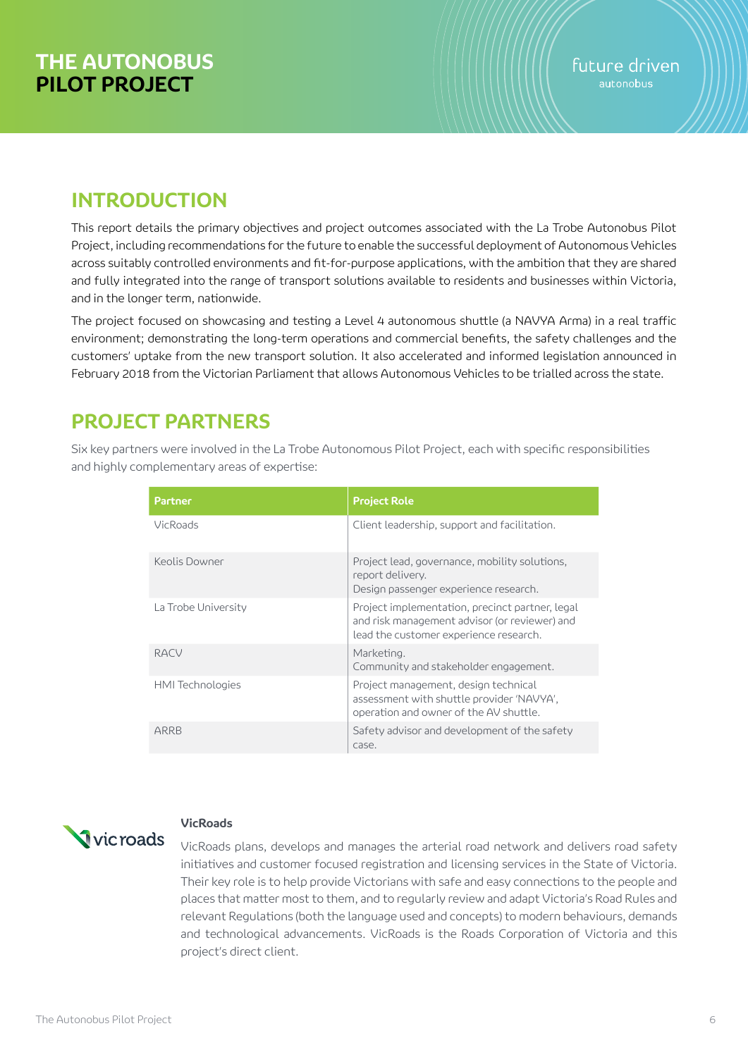## INTRODUCTION

This report details the primary objectives and project outcomes associated with the La Trobe Autonobus Pilot Project, including recommendations for the future to enable the successful deployment of Autonomous Vehicles across suitably controlled environments and fit-for-purpose applications, with the ambition that they are shared and fully integrated into the range of transport solutions available to residents and businesses within Victoria, and in the longer term, nationwide.

The project focused on showcasing and testing a Level 4 autonomous shuttle (a NAVYA Arma) in a real traffic environment; demonstrating the long-term operations and commercial benefits, the safety challenges and the customers' uptake from the new transport solution. It also accelerated and informed legislation announced in February 2018 from the Victorian Parliament that allows Autonomous Vehicles to be trialled across the state.

## PROJECT PARTNERS

Six key partners were involved in the La Trobe Autonomous Pilot Project, each with specific responsibilities and highly complementary areas of expertise:

| Partner | Project Role |
| --- | --- |
| VicRoads | Client leadership, support and facilitation. |
| Keolis Downer | Project lead, governance, mobility solutions, report delivery.<br>Design passenger experience research. |
| La Trobe University | Project implementation, precinct partner, legal and risk management advisor (or reviewer) and lead the customer experience research. |
| RACV | Marketing.<br>Community and stakeholder engagement. |
| HMI Technologies | Project management, design technical assessment with shuttle provider 'NAVYA', operation and owner of the AV shuttle. |
| ARRB | Safety advisor and development of the safety case. |

### VicRoads

VicRoads plans, develops and manages the arterial road network and delivers road safety initiatives and customer focused registration and licensing services in the State of Victoria. Their key role is to help provide Victorians with safe and easy connections to the people and places that matter most to them, and to regularly review and adapt Victoria's Road Rules and relevant Regulations (both the language used and concepts) to modern behaviours, demands and technological advancements. VicRoads is the Roads Corporation of Victoria and this project's direct client.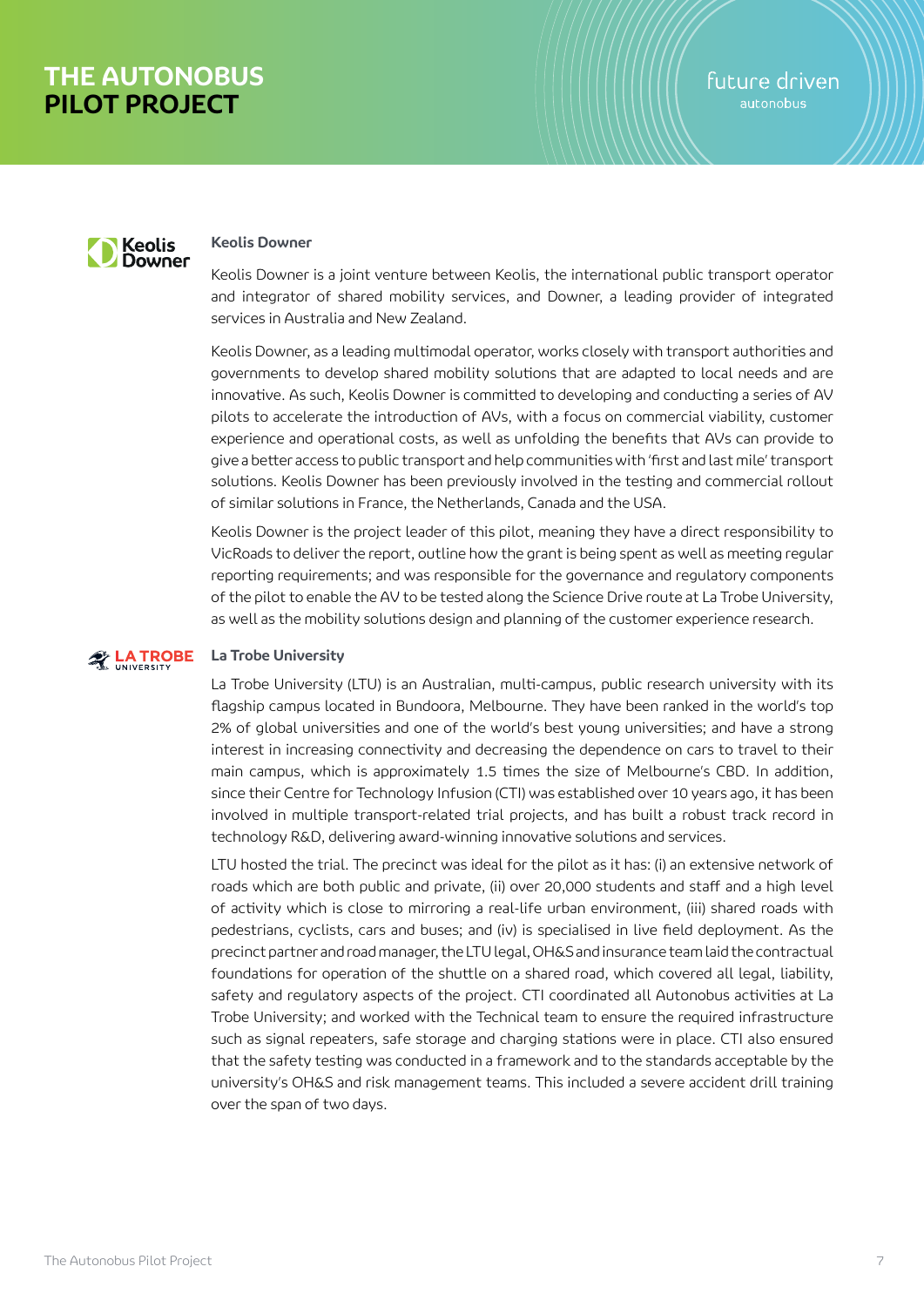## Keolis Downer

Keolis Downer is a joint venture between Keolis, the international public transport operator and integrator of shared mobility services, and Downer, a leading provider of integrated services in Australia and New Zealand.

Keolis Downer, as a leading multimodal operator, works closely with transport authorities and governments to develop shared mobility solutions that are adapted to local needs and are innovative. As such, Keolis Downer is committed to developing and conducting a series of AV pilots to accelerate the introduction of AVs, with a focus on commercial viability, customer experience and operational costs, as well as unfolding the benefits that AVs can provide to give a better access to public transport and help communities with 'first and last mile' transport solutions. Keolis Downer has been previously involved in the testing and commercial rollout of similar solutions in France, the Netherlands, Canada and the USA.

Keolis Downer is the project leader of this pilot, meaning they have a direct responsibility to VicRoads to deliver the report, outline how the grant is being spent as well as meeting regular reporting requirements; and was responsible for the governance and regulatory components of the pilot to enable the AV to be tested along the Science Drive route at La Trobe University, as well as the mobility solutions design and planning of the customer experience research.

## La Trobe University

La Trobe University (LTU) is an Australian, multi-campus, public research university with its flagship campus located in Bundoora, Melbourne. They have been ranked in the world's top 2% of global universities and one of the world's best young universities; and have a strong interest in increasing connectivity and decreasing the dependence on cars to travel to their main campus, which is approximately 1.5 times the size of Melbourne's CBD. In addition, since their Centre for Technology Infusion (CTI) was established over 10 years ago, it has been involved in multiple transport-related trial projects, and has built a robust track record in technology R&D, delivering award-winning innovative solutions and services.

LTU hosted the trial. The precinct was ideal for the pilot as it has: (i) an extensive network of roads which are both public and private, (ii) over 20,000 students and staff and a high level of activity which is close to mirroring a real-life urban environment, (iii) shared roads with pedestrians, cyclists, cars and buses; and (iv) is specialised in live field deployment. As the precinct partner and road manager, the LTU legal, OH&S and insurance team laid the contractual foundations for operation of the shuttle on a shared road, which covered all legal, liability, safety and regulatory aspects of the project. CTI coordinated all Autonobus activities at La Trobe University; and worked with the Technical team to ensure the required infrastructure such as signal repeaters, safe storage and charging stations were in place. CTI also ensured that the safety testing was conducted in a framework and to the standards acceptable by the university's OH&S and risk management teams. This included a severe accident drill training over the span of two days.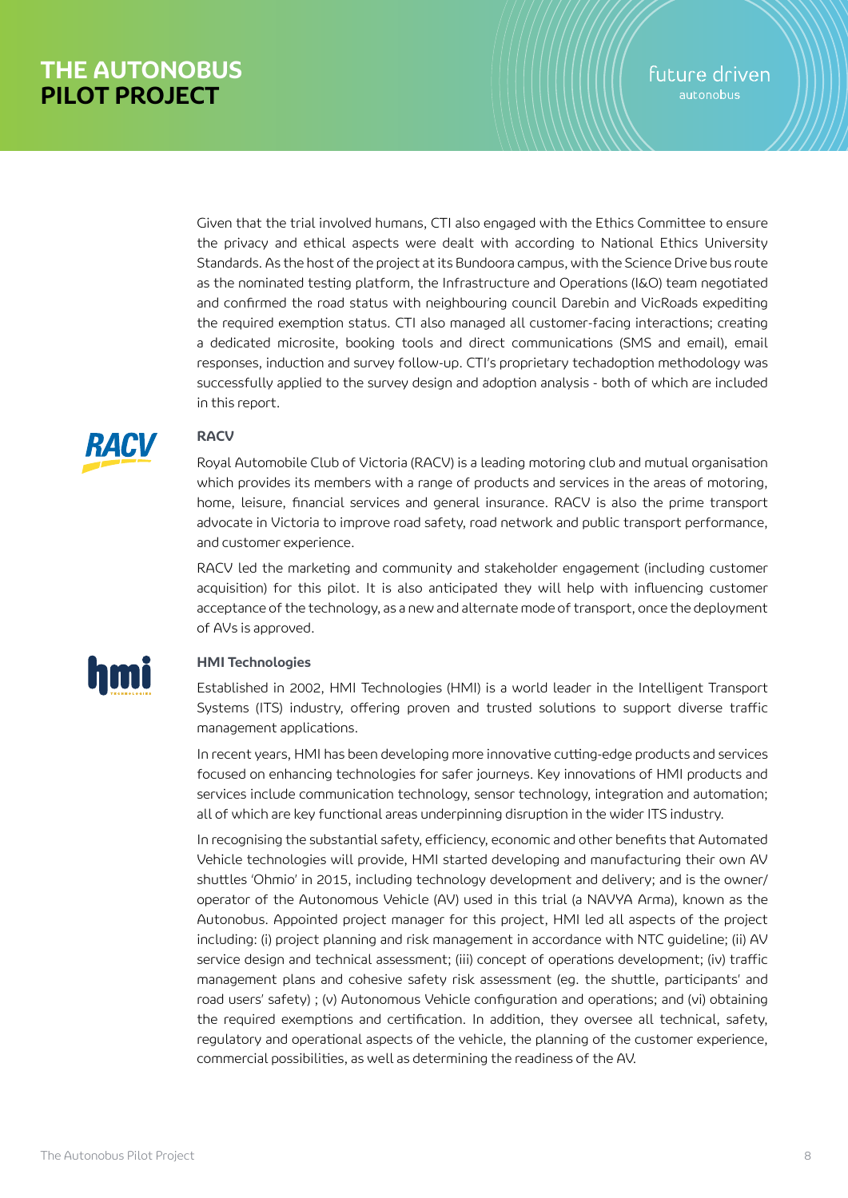Given that the trial involved humans, CTI also engaged with the Ethics Committee to ensure the privacy and ethical aspects were dealt with according to National Ethics University Standards. As the host of the project at its Bundoora campus, with the Science Drive bus route as the nominated testing platform, the Infrastructure and Operations (I&O) team negotiated and confirmed the road status with neighbouring council Darebin and VicRoads expediting the required exemption status. CTI also managed all customer-facing interactions; creating a dedicated microsite, booking tools and direct communications (SMS and email), email responses, induction and survey follow-up. CTI's proprietary techadoption methodology was successfully applied to the survey design and adoption analysis - both of which are included in this report.

### RACV

Royal Automobile Club of Victoria (RACV) is a leading motoring club and mutual organisation which provides its members with a range of products and services in the areas of motoring, home, leisure, financial services and general insurance. RACV is also the prime transport advocate in Victoria to improve road safety, road network and public transport performance, and customer experience.

RACV led the marketing and community and stakeholder engagement (including customer acquisition) for this pilot. It is also anticipated they will help with influencing customer acceptance of the technology, as a new and alternate mode of transport, once the deployment of AVs is approved.

### HMI Technologies

Established in 2002, HMI Technologies (HMI) is a world leader in the Intelligent Transport Systems (ITS) industry, offering proven and trusted solutions to support diverse traffic management applications.

In recent years, HMI has been developing more innovative cutting-edge products and services focused on enhancing technologies for safer journeys. Key innovations of HMI products and services include communication technology, sensor technology, integration and automation; all of which are key functional areas underpinning disruption in the wider ITS industry.

In recognising the substantial safety, efficiency, economic and other benefits that Automated Vehicle technologies will provide, HMI started developing and manufacturing their own AV shuttles 'Ohmio' in 2015, including technology development and delivery; and is the owner/operator of the Autonomous Vehicle (AV) used in this trial (a NAVYA Arma), known as the Autonobus. Appointed project manager for this project, HMI led all aspects of the project including: (i) project planning and risk management in accordance with NTC guideline; (ii) AV service design and technical assessment; (iii) concept of operations development; (iv) traffic management plans and cohesive safety risk assessment (eg. the shuttle, participants' and road users' safety) ; (v) Autonomous Vehicle configuration and operations; and (vi) obtaining the required exemptions and certification. In addition, they oversee all technical, safety, regulatory and operational aspects of the vehicle, the planning of the customer experience, commercial possibilities, as well as determining the readiness of the AV.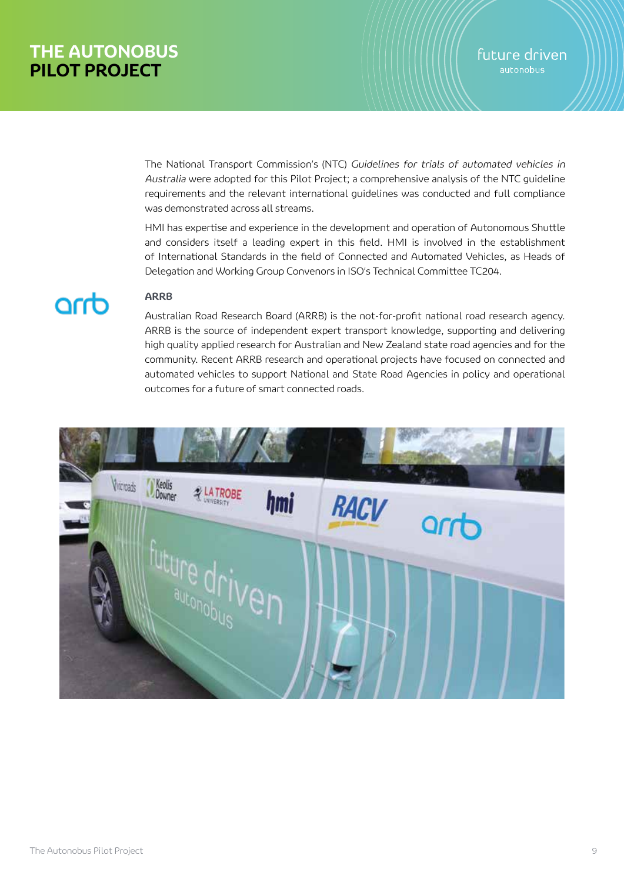The National Transport Commission's (NTC) *Guidelines for trials of automated vehicles in Australia* were adopted for this Pilot Project; a comprehensive analysis of the NTC guideline requirements and the relevant international guidelines was conducted and full compliance was demonstrated across all streams.

HMI has expertise and experience in the development and operation of Autonomous Shuttle and considers itself a leading expert in this field. HMI is involved in the establishment of International Standards in the field of Connected and Automated Vehicles, as Heads of Delegation and Working Group Convenors in ISO's Technical Committee TC204.

### ARRB

Australian Road Research Board (ARRB) is the not-for-profit national road research agency. ARRB is the source of independent expert transport knowledge, supporting and delivering high quality applied research for Australian and New Zealand state road agencies and for the community. Recent ARRB research and operational projects have focused on connected and automated vehicles to support National and State Road Agencies in policy and operational outcomes for a future of smart connected roads.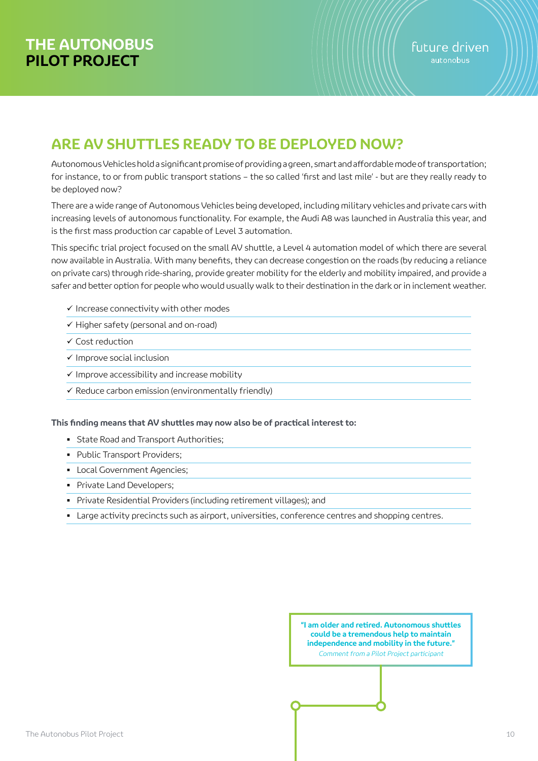## ARE AV SHUTTLES READY TO BE DEPLOYED NOW?

Autonomous Vehicles hold a significant promise of providing a green, smart and affordable mode of transportation; for instance, to or from public transport stations – the so called 'first and last mile' - but are they really ready to be deployed now?

There are a wide range of Autonomous Vehicles being developed, including military vehicles and private cars with increasing levels of autonomous functionality. For example, the Audi A8 was launched in Australia this year, and is the first mass production car capable of Level 3 automation.

This specific trial project focused on the small AV shuttle, a Level 4 automation model of which there are several now available in Australia. With many benefits, they can decrease congestion on the roads (by reducing a reliance on private cars) through ride-sharing, provide greater mobility for the elderly and mobility impaired, and provide a safer and better option for people who would usually walk to their destination in the dark or in inclement weather.

- ✓ Increase connectivity with other modes
- ✓ Higher safety (personal and on-road)
- ✓ Cost reduction
- ✓ Improve social inclusion
- ✓ Improve accessibility and increase mobility
- ✓ Reduce carbon emission (environmentally friendly)

**This finding means that AV shuttles may now also be of practical interest to:**

- State Road and Transport Authorities;
- Public Transport Providers;
- Local Government Agencies;
- Private Land Developers;
- Private Residential Providers (including retirement villages); and
- Large activity precincts such as airport, universities, conference centres and shopping centres.

**"I am older and retired. Autonomous shuttles could be a tremendous help to maintain independence and mobility in the future."**
*Comment from a Pilot Project participant*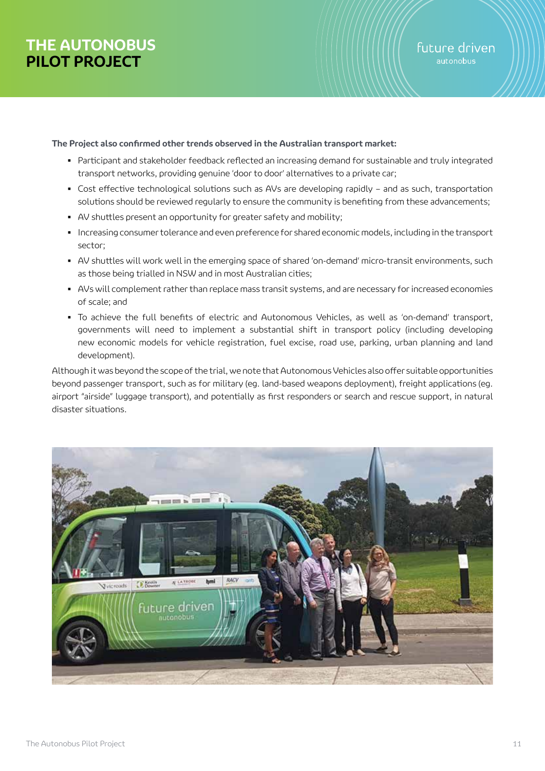# THE AUTONOBUS PILOT PROJECT

**The Project also confirmed other trends observed in the Australian transport market:**

- Participant and stakeholder feedback reflected an increasing demand for sustainable and truly integrated transport networks, providing genuine 'door to door' alternatives to a private car;
- Cost effective technological solutions such as AVs are developing rapidly – and as such, transportation solutions should be reviewed regularly to ensure the community is benefiting from these advancements;
- AV shuttles present an opportunity for greater safety and mobility;
- Increasing consumer tolerance and even preference for shared economic models, including in the transport sector;
- AV shuttles will work well in the emerging space of shared 'on-demand' micro-transit environments, such as those being trialled in NSW and in most Australian cities;
- AVs will complement rather than replace mass transit systems, and are necessary for increased economies of scale; and
- To achieve the full benefits of electric and Autonomous Vehicles, as well as 'on-demand' transport, governments will need to implement a substantial shift in transport policy (including developing new economic models for vehicle registration, fuel excise, road use, parking, urban planning and land development).

Although it was beyond the scope of the trial, we note that Autonomous Vehicles also offer suitable opportunities beyond passenger transport, such as for military (eg. land-based weapons deployment), freight applications (eg. airport "airside" luggage transport), and potentially as first responders or search and rescue support, in natural disaster situations.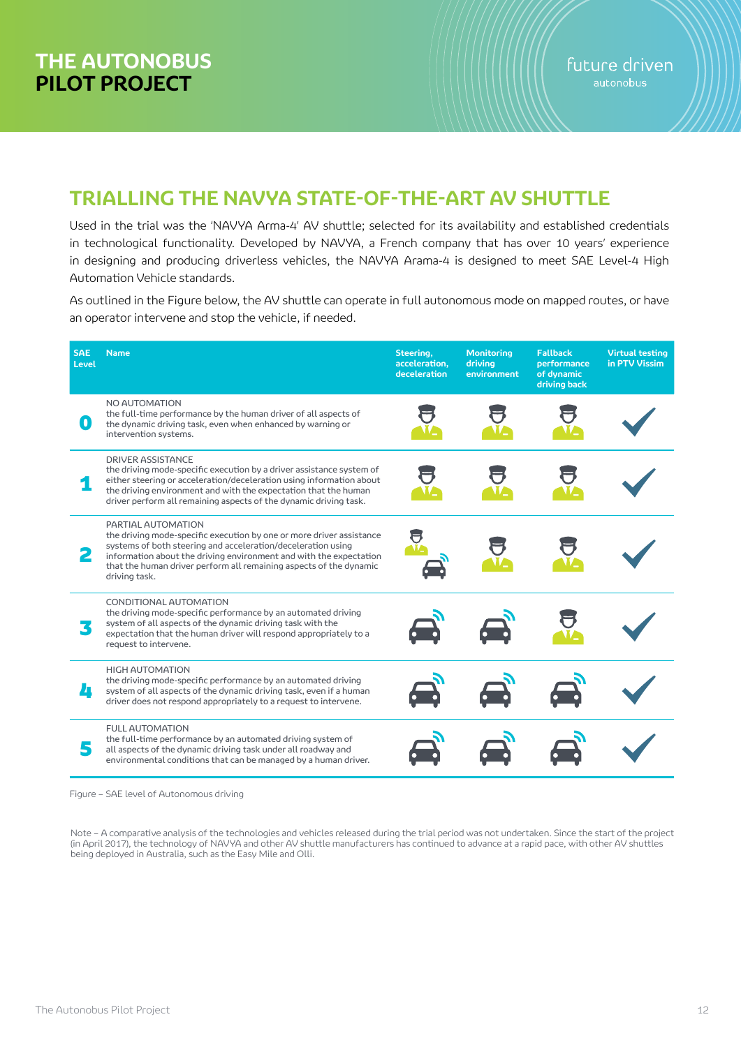## TRIALLING THE NAVYA STATE-OF-THE-ART AV SHUTTLE

Used in the trial was the 'NAVYA Arma-4' AV shuttle; selected for its availability and established credentials in technological functionality. Developed by NAVYA, a French company that has over 10 years' experience in designing and producing driverless vehicles, the NAVYA Arama-4 is designed to meet SAE Level-4 High Automation Vehicle standards.

As outlined in the Figure below, the AV shuttle can operate in full autonomous mode on mapped routes, or have an operator intervene and stop the vehicle, if needed.

| SAE Level | Name | Steering, acceleration, deceleration | Monitoring driving environment | Fallback performance of dynamic driving back | Virtual testing in PTV Vissim |
|---|---|---|---|---|---|
| 0 | NO AUTOMATION<br>the full-time performance by the human driver of all aspects of the dynamic driving task, even when enhanced by warning or intervention systems. | Human driver | Human driver | Human driver | ✓ |
| 1 | DRIVER ASSISTANCE<br>the driving mode-specific execution by a driver assistance system of either steering or acceleration/deceleration using information about the driving environment and with the expectation that the human driver perform all remaining aspects of the dynamic driving task. | Human driver | Human driver | Human driver | ✓ |
| 2 | PARTIAL AUTOMATION<br>the driving mode-specific execution by one or more driver assistance systems of both steering and acceleration/deceleration using information about the driving environment and with the expectation that the human driver perform all remaining aspects of the dynamic driving task. | Human driver / System | Human driver | Human driver | ✓ |
| 3 | CONDITIONAL AUTOMATION<br>the driving mode-specific performance by an automated driving system of all aspects of the dynamic driving task with the expectation that the human driver will respond appropriately to a request to intervene. | System | System | Human driver | ✓ |
| 4 | HIGH AUTOMATION<br>the driving mode-specific performance by an automated driving system of all aspects of the dynamic driving task, even if a human driver does not respond appropriately to a request to intervene. | System | System | System | ✓ |
| 5 | FULL AUTOMATION<br>the full-time performance by an automated driving system of all aspects of the dynamic driving task under all roadway and environmental conditions that can be managed by a human driver. | System | System | System | ✓ |

Figure – SAE level of Autonomous driving

Note – A comparative analysis of the technologies and vehicles released during the trial period was not undertaken. Since the start of the project (in April 2017), the technology of NAVYA and other AV shuttle manufacturers has continued to advance at a rapid pace, with other AV shuttles being deployed in Australia, such as the Easy Mile and Olli.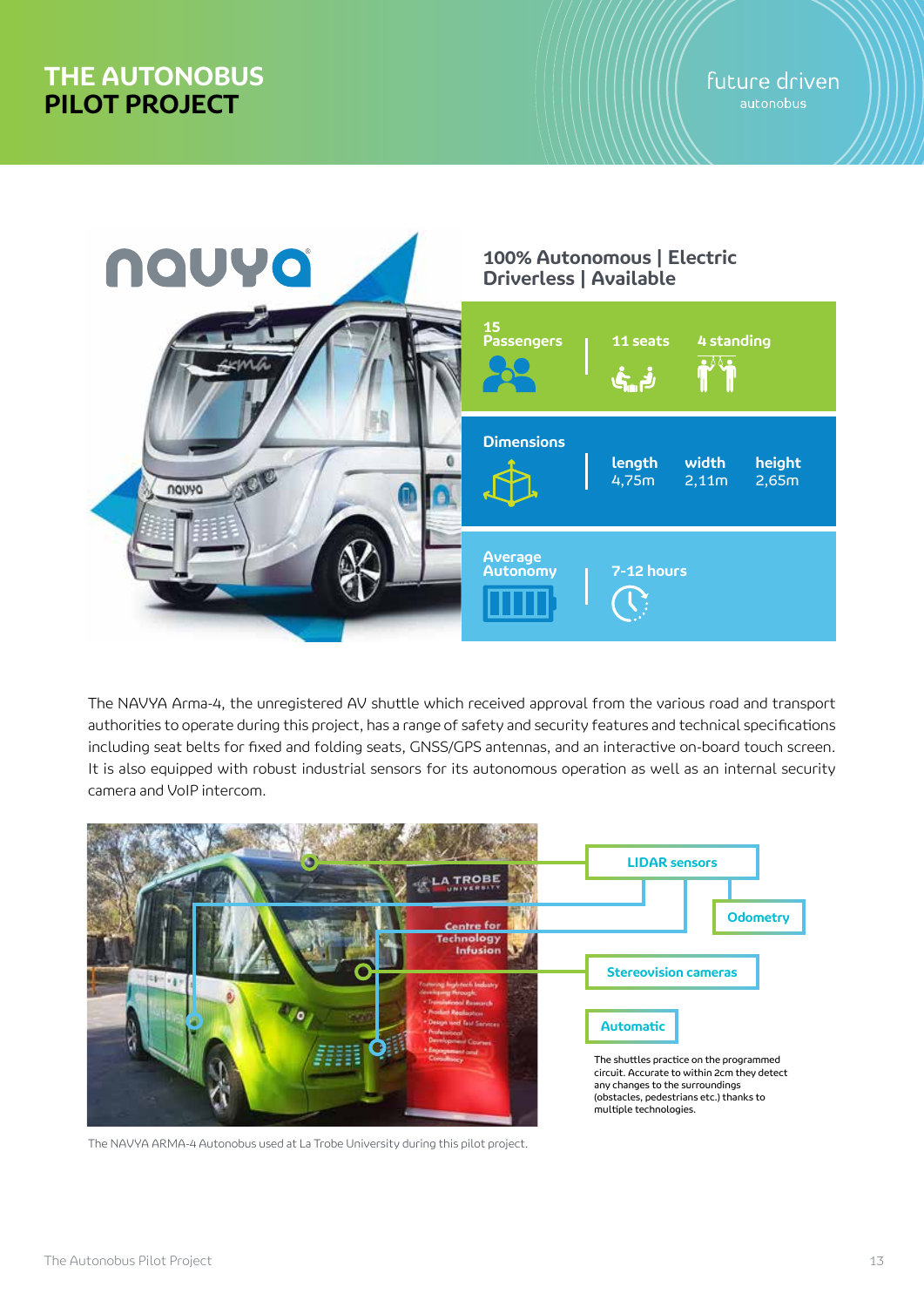# THE AUTONOBUS PILOT PROJECT

**100% Autonomous | Electric**
**Driverless | Available**

| | | | |
|---|---|---|---|
| **15 Passengers** | 11 seats | 4 standing | |
| **Dimensions** | length 4,75m | width 2,11m | height 2,65m |
| **Average Autonomy** | 7-12 hours | | |

The NAVYA Arma-4, the unregistered AV shuttle which received approval from the various road and transport authorities to operate during this project, has a range of safety and security features and technical specifications including seat belts for fixed and folding seats, GNSS/GPS antennas, and an interactive on-board touch screen. It is also equipped with robust industrial sensors for its autonomous operation as well as an internal security camera and VoIP intercom.

**LIDAR sensors**

**Odometry**

**Stereovision cameras**

**Automatic**

The shuttles practice on the programmed circuit. Accurate to within 2cm they detect any changes to the surroundings (obstacles, pedestrians etc.) thanks to multiple technologies.

The NAVYA ARMA-4 Autonobus used at La Trobe University during this pilot project.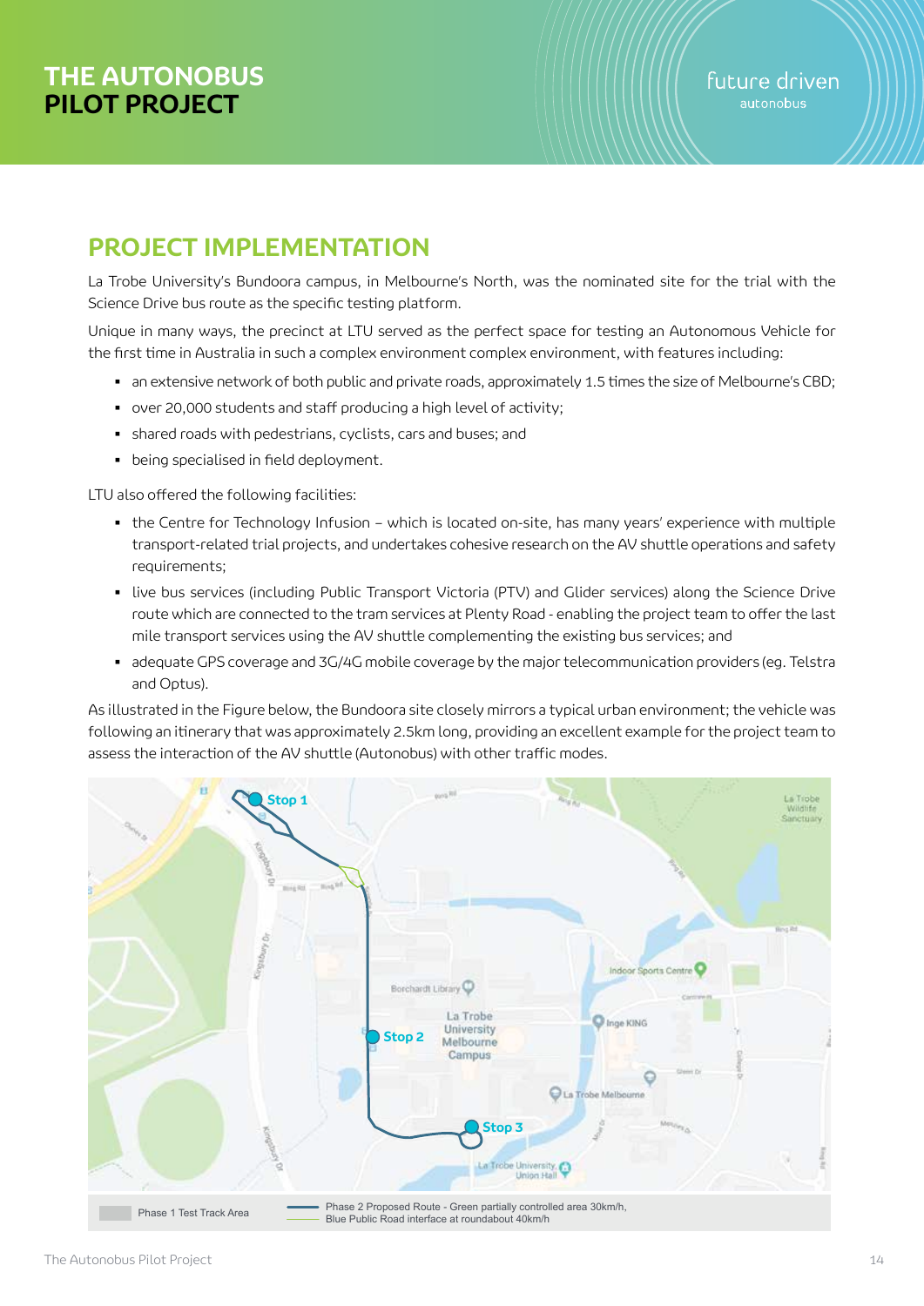## PROJECT IMPLEMENTATION

La Trobe University's Bundoora campus, in Melbourne's North, was the nominated site for the trial with the Science Drive bus route as the specific testing platform.

Unique in many ways, the precinct at LTU served as the perfect space for testing an Autonomous Vehicle for the first time in Australia in such a complex environment complex environment, with features including:

- an extensive network of both public and private roads, approximately 1.5 times the size of Melbourne's CBD;
- over 20,000 students and staff producing a high level of activity;
- shared roads with pedestrians, cyclists, cars and buses; and
- being specialised in field deployment.

LTU also offered the following facilities:

- the Centre for Technology Infusion – which is located on-site, has many years' experience with multiple transport-related trial projects, and undertakes cohesive research on the AV shuttle operations and safety requirements;
- live bus services (including Public Transport Victoria (PTV) and Glider services) along the Science Drive route which are connected to the tram services at Plenty Road - enabling the project team to offer the last mile transport services using the AV shuttle complementing the existing bus services; and
- adequate GPS coverage and 3G/4G mobile coverage by the major telecommunication providers (eg. Telstra and Optus).

As illustrated in the Figure below, the Bundoora site closely mirrors a typical urban environment; the vehicle was following an itinerary that was approximately 2.5km long, providing an excellent example for the project team to assess the interaction of the AV shuttle (Autonobus) with other traffic modes.

Stop 1

Stop 2

Stop 3

Phase 1 Test Track Area

Phase 2 Proposed Route - Green partially controlled area 30km/h, Blue Public Road interface at roundabout 40km/h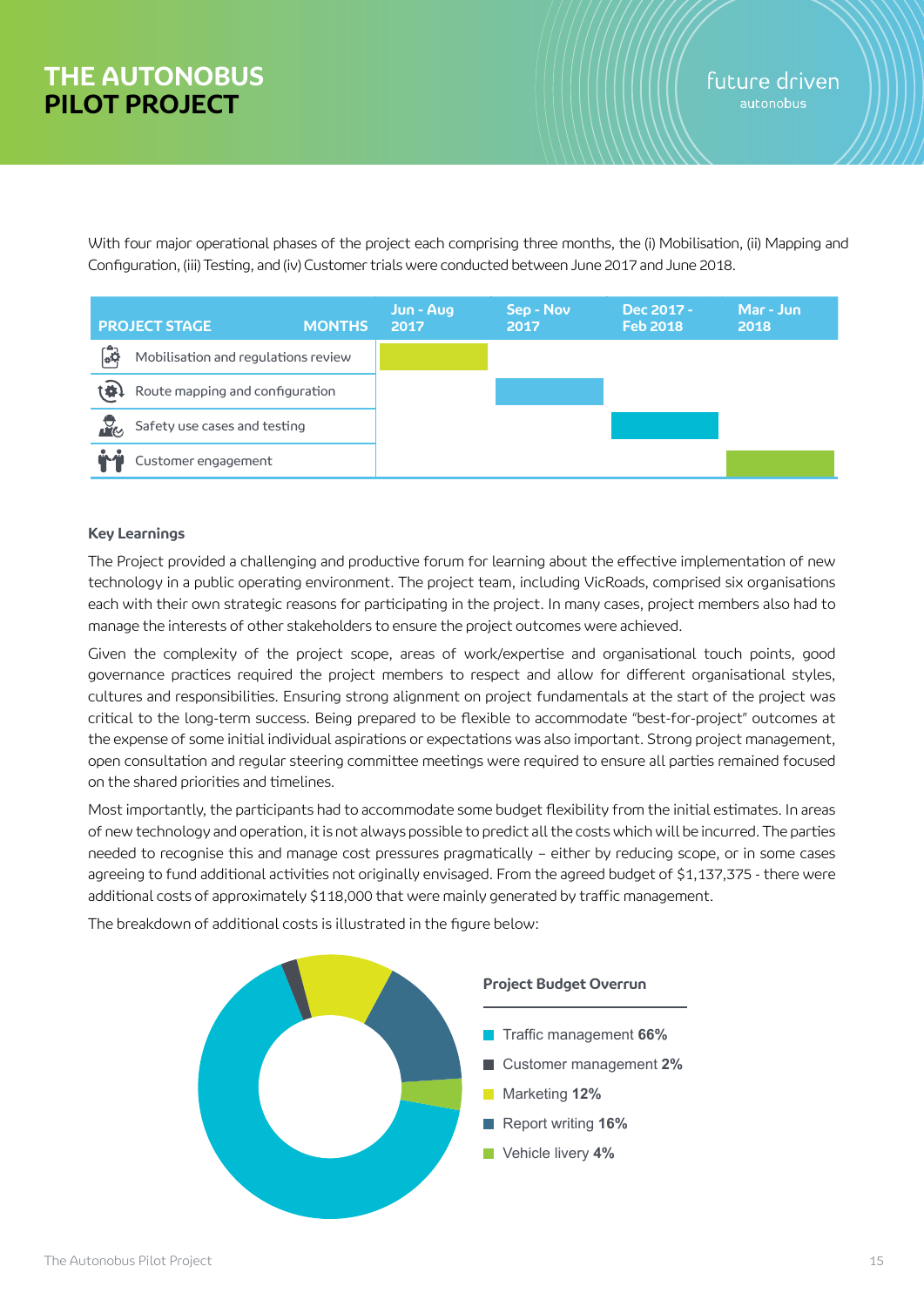# THE AUTONOBUS PILOT PROJECT

With four major operational phases of the project each comprising three months, the (i) Mobilisation, (ii) Mapping and Configuration, (iii) Testing, and (iv) Customer trials were conducted between June 2017 and June 2018.

| PROJECT STAGE / MONTHS | Jun - Aug 2017 | Sep - Nov 2017 | Dec 2017 - Feb 2018 | Mar - Jun 2018 |
|---|---|---|---|---|
| Mobilisation and regulations review | ■ | | | |
| Route mapping and configuration | | ■ | | |
| Safety use cases and testing | | | ■ | |
| Customer engagement | | | | ■ |

### Key Learnings

The Project provided a challenging and productive forum for learning about the effective implementation of new technology in a public operating environment. The project team, including VicRoads, comprised six organisations each with their own strategic reasons for participating in the project. In many cases, project members also had to manage the interests of other stakeholders to ensure the project outcomes were achieved.

Given the complexity of the project scope, areas of work/expertise and organisational touch points, good governance practices required the project members to respect and allow for different organisational styles, cultures and responsibilities. Ensuring strong alignment on project fundamentals at the start of the project was critical to the long-term success. Being prepared to be flexible to accommodate "best-for-project" outcomes at the expense of some initial individual aspirations or expectations was also important. Strong project management, open consultation and regular steering committee meetings were required to ensure all parties remained focused on the shared priorities and timelines.

Most importantly, the participants had to accommodate some budget flexibility from the initial estimates. In areas of new technology and operation, it is not always possible to predict all the costs which will be incurred. The parties needed to recognise this and manage cost pressures pragmatically – either by reducing scope, or in some cases agreeing to fund additional activities not originally envisaged. From the agreed budget of $1,137,375 - there were additional costs of approximately $118,000 that were mainly generated by traffic management.

The breakdown of additional costs is illustrated in the figure below:

**Project Budget Overrun**

- Traffic management **66%**
- Customer management **2%**
- Marketing **12%**
- Report writing **16%**
- Vehicle livery **4%**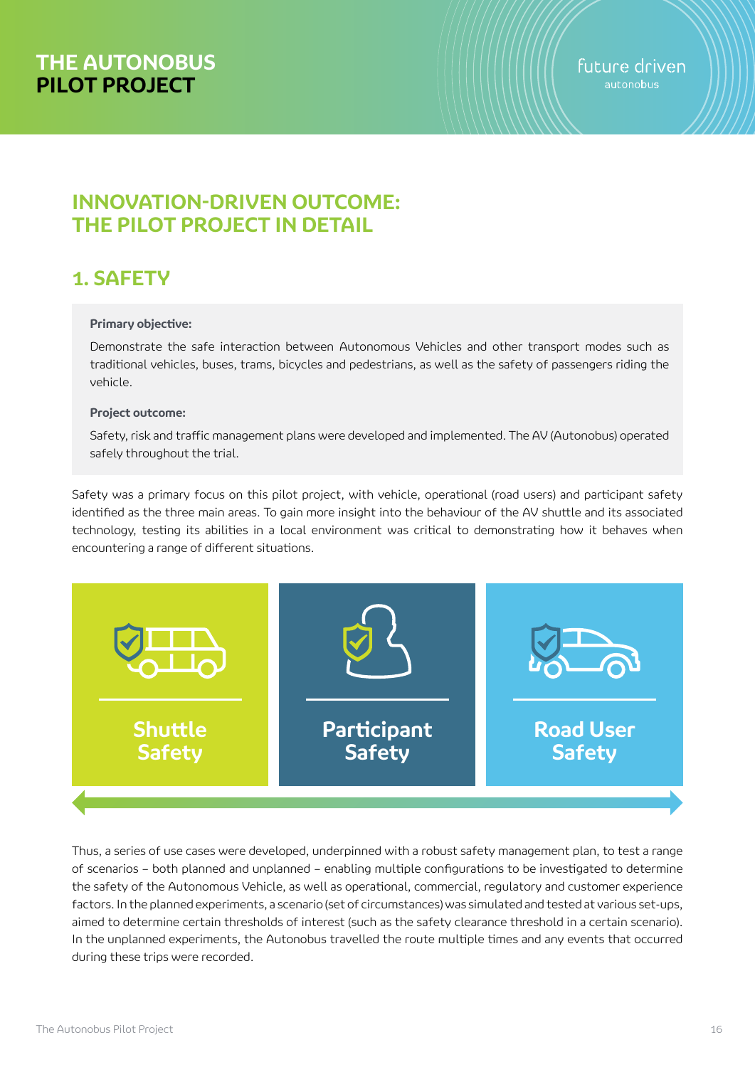## INNOVATION-DRIVEN OUTCOME: THE PILOT PROJECT IN DETAIL

### 1. SAFETY

**Primary objective:**

Demonstrate the safe interaction between Autonomous Vehicles and other transport modes such as traditional vehicles, buses, trams, bicycles and pedestrians, as well as the safety of passengers riding the vehicle.

**Project outcome:**

Safety, risk and traffic management plans were developed and implemented. The AV (Autonobus) operated safely throughout the trial.

Safety was a primary focus on this pilot project, with vehicle, operational (road users) and participant safety identified as the three main areas. To gain more insight into the behaviour of the AV shuttle and its associated technology, testing its abilities in a local environment was critical to demonstrating how it behaves when encountering a range of different situations.

**Shuttle Safety** | **Participant Safety** | **Road User Safety**

Thus, a series of use cases were developed, underpinned with a robust safety management plan, to test a range of scenarios – both planned and unplanned – enabling multiple configurations to be investigated to determine the safety of the Autonomous Vehicle, as well as operational, commercial, regulatory and customer experience factors. In the planned experiments, a scenario (set of circumstances) was simulated and tested at various set-ups, aimed to determine certain thresholds of interest (such as the safety clearance threshold in a certain scenario). In the unplanned experiments, the Autonobus travelled the route multiple times and any events that occurred during these trips were recorded.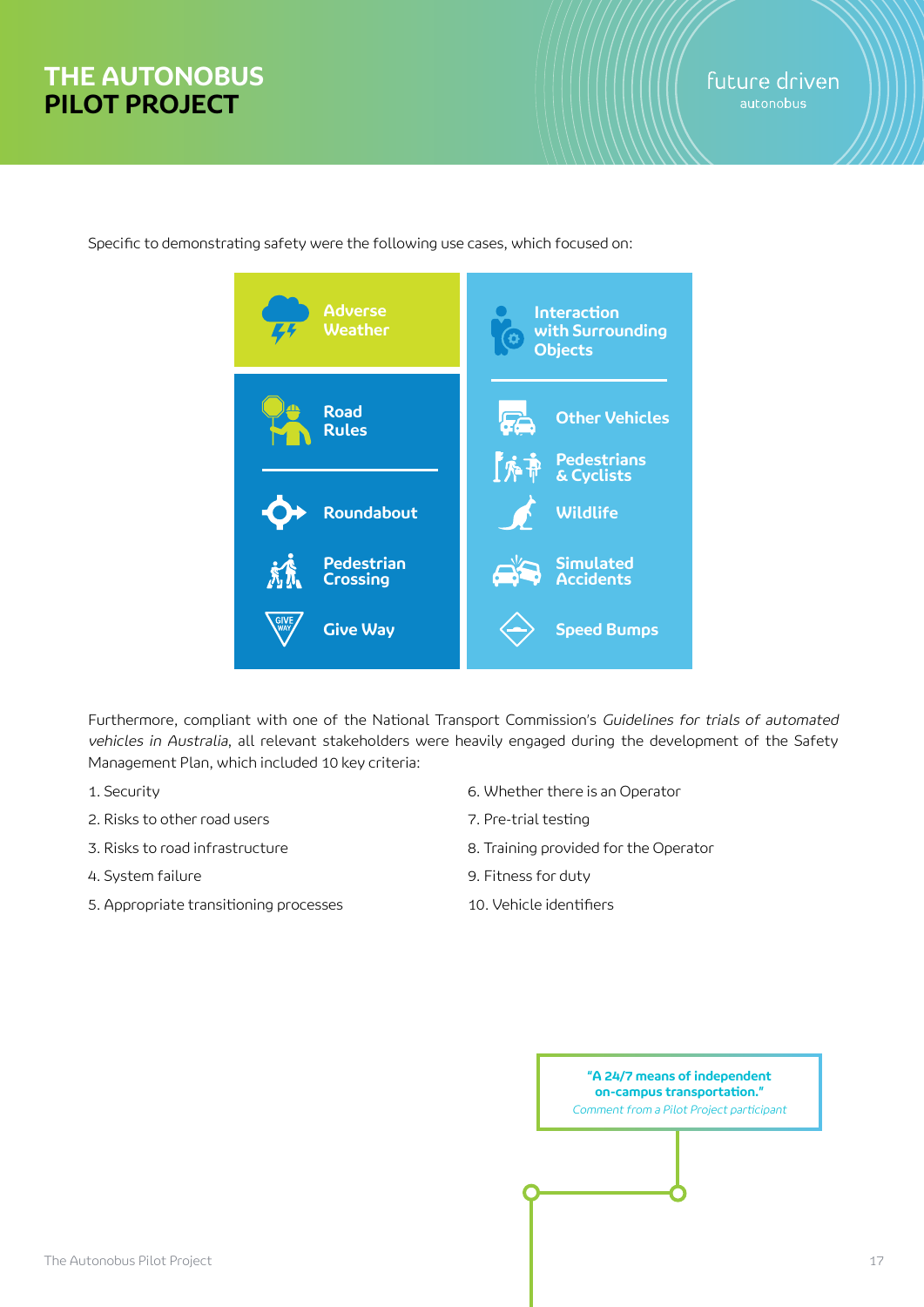Specific to demonstrating safety were the following use cases, which focused on:

- **Adverse Weather**
- **Road Rules**
  - Roundabout
  - Pedestrian Crossing
  - Give Way
- **Interaction with Surrounding Objects**
  - Other Vehicles
  - Pedestrians & Cyclists
  - Wildlife
  - Simulated Accidents
  - Speed Bumps

Furthermore, compliant with one of the National Transport Commission's *Guidelines for trials of automated vehicles in Australia*, all relevant stakeholders were heavily engaged during the development of the Safety Management Plan, which included 10 key criteria:

1. Security
2. Risks to other road users
3. Risks to road infrastructure
4. System failure
5. Appropriate transitioning processes
6. Whether there is an Operator
7. Pre-trial testing
8. Training provided for the Operator
9. Fitness for duty
10. Vehicle identifiers

**"A 24/7 means of independent on-campus transportation."**
*Comment from a Pilot Project participant*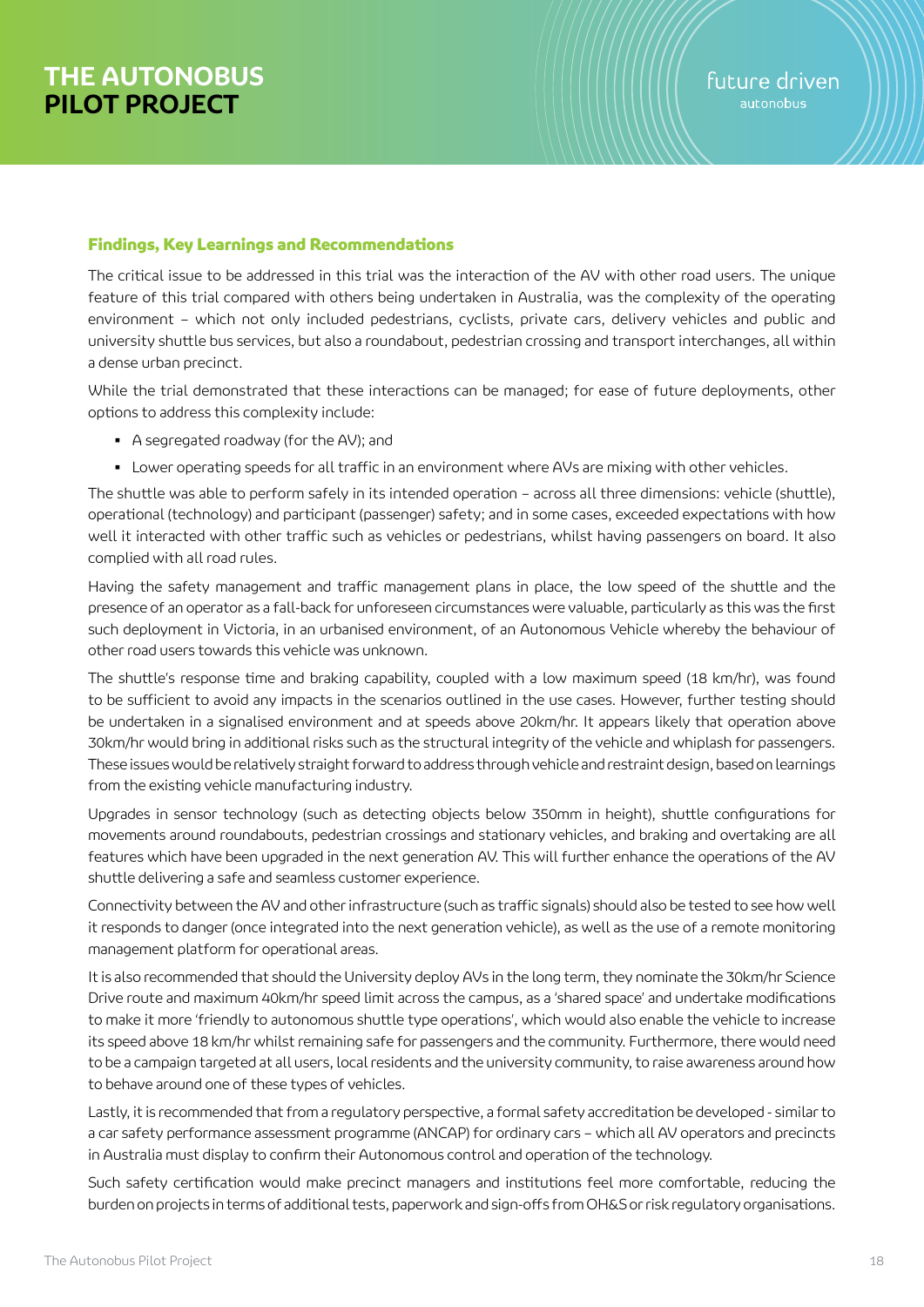## Findings, Key Learnings and Recommendations

The critical issue to be addressed in this trial was the interaction of the AV with other road users. The unique feature of this trial compared with others being undertaken in Australia, was the complexity of the operating environment – which not only included pedestrians, cyclists, private cars, delivery vehicles and public and university shuttle bus services, but also a roundabout, pedestrian crossing and transport interchanges, all within a dense urban precinct.

While the trial demonstrated that these interactions can be managed; for ease of future deployments, other options to address this complexity include:

- A segregated roadway (for the AV); and
- Lower operating speeds for all traffic in an environment where AVs are mixing with other vehicles.

The shuttle was able to perform safely in its intended operation – across all three dimensions: vehicle (shuttle), operational (technology) and participant (passenger) safety; and in some cases, exceeded expectations with how well it interacted with other traffic such as vehicles or pedestrians, whilst having passengers on board. It also complied with all road rules.

Having the safety management and traffic management plans in place, the low speed of the shuttle and the presence of an operator as a fall-back for unforeseen circumstances were valuable, particularly as this was the first such deployment in Victoria, in an urbanised environment, of an Autonomous Vehicle whereby the behaviour of other road users towards this vehicle was unknown.

The shuttle's response time and braking capability, coupled with a low maximum speed (18 km/hr), was found to be sufficient to avoid any impacts in the scenarios outlined in the use cases. However, further testing should be undertaken in a signalised environment and at speeds above 20km/hr. It appears likely that operation above 30km/hr would bring in additional risks such as the structural integrity of the vehicle and whiplash for passengers. These issues would be relatively straight forward to address through vehicle and restraint design, based on learnings from the existing vehicle manufacturing industry.

Upgrades in sensor technology (such as detecting objects below 350mm in height), shuttle configurations for movements around roundabouts, pedestrian crossings and stationary vehicles, and braking and overtaking are all features which have been upgraded in the next generation AV. This will further enhance the operations of the AV shuttle delivering a safe and seamless customer experience.

Connectivity between the AV and other infrastructure (such as traffic signals) should also be tested to see how well it responds to danger (once integrated into the next generation vehicle), as well as the use of a remote monitoring management platform for operational areas.

It is also recommended that should the University deploy AVs in the long term, they nominate the 30km/hr Science Drive route and maximum 40km/hr speed limit across the campus, as a 'shared space' and undertake modifications to make it more 'friendly to autonomous shuttle type operations', which would also enable the vehicle to increase its speed above 18 km/hr whilst remaining safe for passengers and the community. Furthermore, there would need to be a campaign targeted at all users, local residents and the university community, to raise awareness around how to behave around one of these types of vehicles.

Lastly, it is recommended that from a regulatory perspective, a formal safety accreditation be developed - similar to a car safety performance assessment programme (ANCAP) for ordinary cars – which all AV operators and precincts in Australia must display to confirm their Autonomous control and operation of the technology.

Such safety certification would make precinct managers and institutions feel more comfortable, reducing the burden on projects in terms of additional tests, paperwork and sign-offs from OH&S or risk regulatory organisations.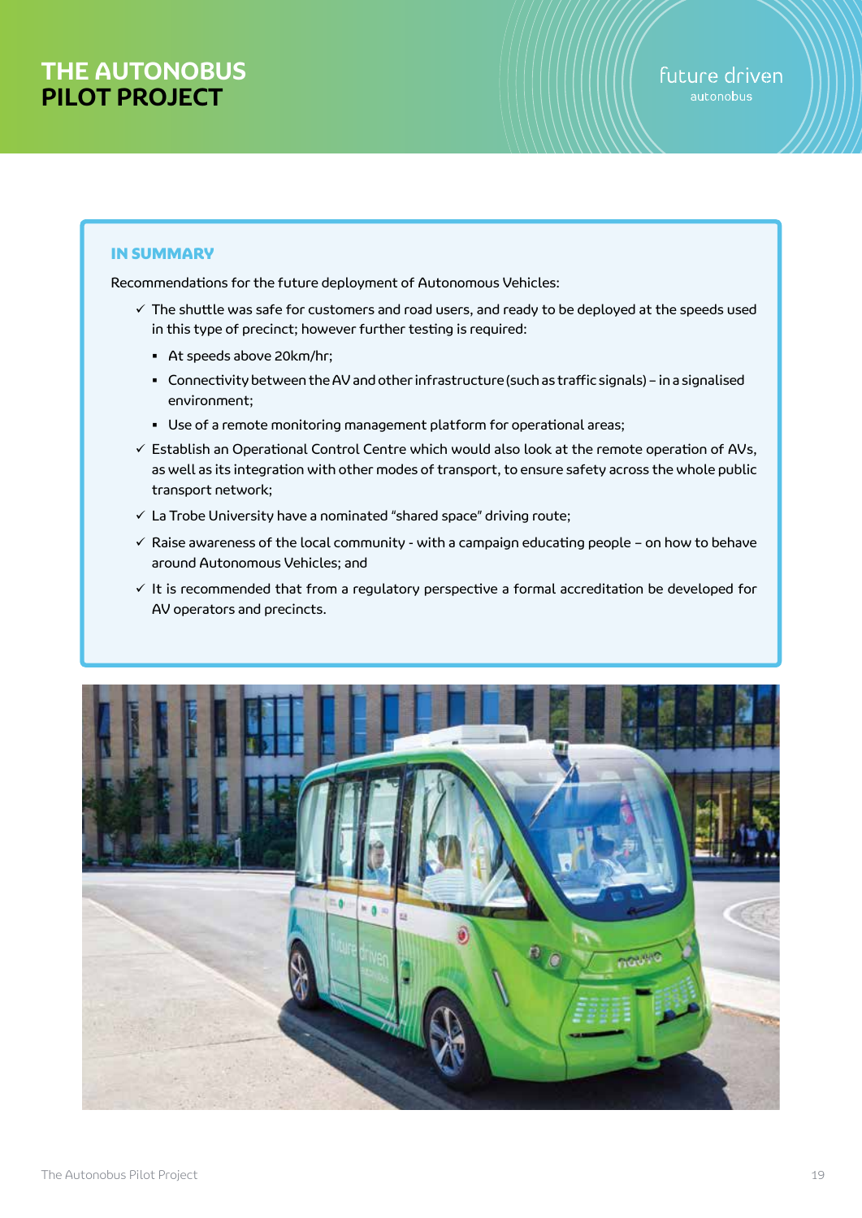### IN SUMMARY

Recommendations for the future deployment of Autonomous Vehicles:

- ✓ The shuttle was safe for customers and road users, and ready to be deployed at the speeds used in this type of precinct; however further testing is required:
  - At speeds above 20km/hr;
  - Connectivity between the AV and other infrastructure (such as traffic signals) – in a signalised environment;
  - Use of a remote monitoring management platform for operational areas;
- ✓ Establish an Operational Control Centre which would also look at the remote operation of AVs, as well as its integration with other modes of transport, to ensure safety across the whole public transport network;
- ✓ La Trobe University have a nominated "shared space" driving route;
- ✓ Raise awareness of the local community - with a campaign educating people – on how to behave around Autonomous Vehicles; and
- ✓ It is recommended that from a regulatory perspective a formal accreditation be developed for AV operators and precincts.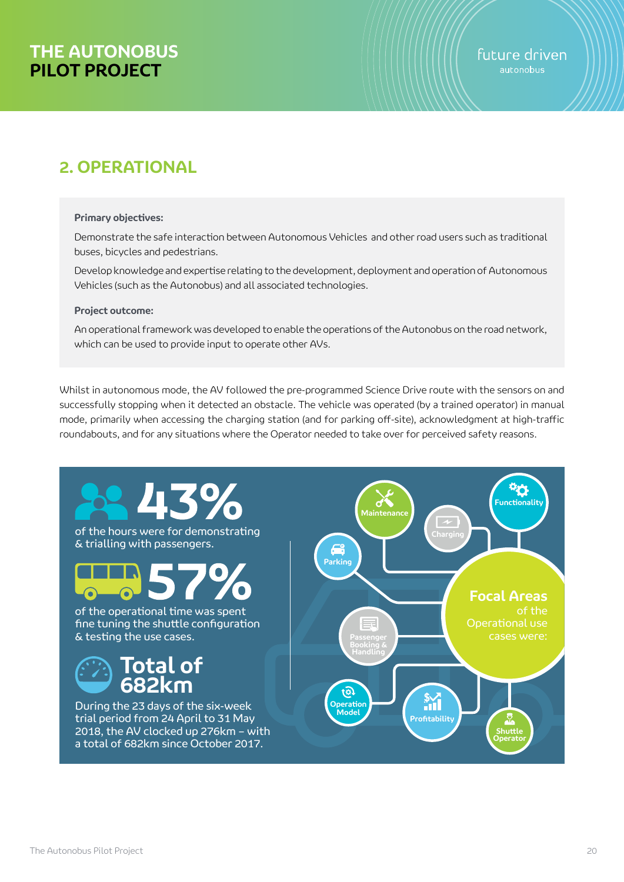## 2. OPERATIONAL

**Primary objectives:**

Demonstrate the safe interaction between Autonomous Vehicles and other road users such as traditional buses, bicycles and pedestrians.

Develop knowledge and expertise relating to the development, deployment and operation of Autonomous Vehicles (such as the Autonobus) and all associated technologies.

**Project outcome:**

An operational framework was developed to enable the operations of the Autonobus on the road network, which can be used to provide input to operate other AVs.

Whilst in autonomous mode, the AV followed the pre-programmed Science Drive route with the sensors on and successfully stopping when it detected an obstacle. The vehicle was operated (by a trained operator) in manual mode, primarily when accessing the charging station (and for parking off-site), acknowledgment at high-traffic roundabouts, and for any situations where the Operator needed to take over for perceived safety reasons.

**43%** of the hours were for demonstrating & trialling with passengers.

**57%** of the operational time was spent fine tuning the shuttle configuration & testing the use cases.

**Total of 682km**

During the 23 days of the six-week trial period from 24 April to 31 May 2018, the AV clocked up 276km – with a total of 682km since October 2017.

**Focal Areas** of the Operational use cases were:

- Maintenance
- Charging
- Functionality
- Parking
- Passenger Booking & Handling
- Operation Model
- Profitability
- Shuttle Operator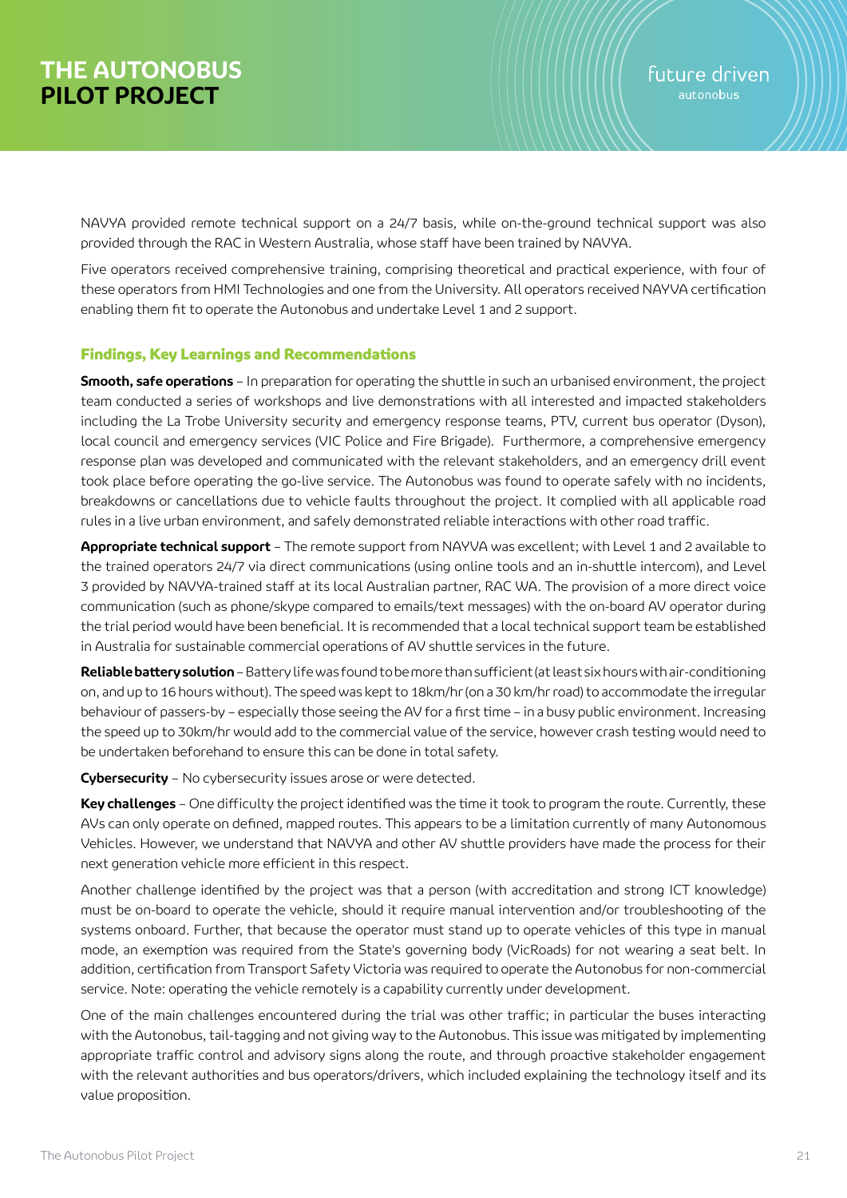NAVYA provided remote technical support on a 24/7 basis, while on-the-ground technical support was also provided through the RAC in Western Australia, whose staff have been trained by NAVYA.

Five operators received comprehensive training, comprising theoretical and practical experience, with four of these operators from HMI Technologies and one from the University. All operators received NAYVA certification enabling them fit to operate the Autonobus and undertake Level 1 and 2 support.

### Findings, Key Learnings and Recommendations

**Smooth, safe operations** – In preparation for operating the shuttle in such an urbanised environment, the project team conducted a series of workshops and live demonstrations with all interested and impacted stakeholders including the La Trobe University security and emergency response teams, PTV, current bus operator (Dyson), local council and emergency services (VIC Police and Fire Brigade). Furthermore, a comprehensive emergency response plan was developed and communicated with the relevant stakeholders, and an emergency drill event took place before operating the go-live service. The Autonobus was found to operate safely with no incidents, breakdowns or cancellations due to vehicle faults throughout the project. It complied with all applicable road rules in a live urban environment, and safely demonstrated reliable interactions with other road traffic.

**Appropriate technical support** – The remote support from NAYVA was excellent; with Level 1 and 2 available to the trained operators 24/7 via direct communications (using online tools and an in-shuttle intercom), and Level 3 provided by NAVYA-trained staff at its local Australian partner, RAC WA. The provision of a more direct voice communication (such as phone/skype compared to emails/text messages) with the on-board AV operator during the trial period would have been beneficial. It is recommended that a local technical support team be established in Australia for sustainable commercial operations of AV shuttle services in the future.

**Reliable battery solution** – Battery life was found to be more than sufficient (at least six hours with air-conditioning on, and up to 16 hours without). The speed was kept to 18km/hr (on a 30 km/hr road) to accommodate the irregular behaviour of passers-by – especially those seeing the AV for a first time – in a busy public environment. Increasing the speed up to 30km/hr would add to the commercial value of the service, however crash testing would need to be undertaken beforehand to ensure this can be done in total safety.

**Cybersecurity** – No cybersecurity issues arose or were detected.

**Key challenges** – One difficulty the project identified was the time it took to program the route. Currently, these AVs can only operate on defined, mapped routes. This appears to be a limitation currently of many Autonomous Vehicles. However, we understand that NAVYA and other AV shuttle providers have made the process for their next generation vehicle more efficient in this respect.

Another challenge identified by the project was that a person (with accreditation and strong ICT knowledge) must be on-board to operate the vehicle, should it require manual intervention and/or troubleshooting of the systems onboard. Further, that because the operator must stand up to operate vehicles of this type in manual mode, an exemption was required from the State's governing body (VicRoads) for not wearing a seat belt. In addition, certification from Transport Safety Victoria was required to operate the Autonobus for non-commercial service. Note: operating the vehicle remotely is a capability currently under development.

One of the main challenges encountered during the trial was other traffic; in particular the buses interacting with the Autonobus, tail-tagging and not giving way to the Autonobus. This issue was mitigated by implementing appropriate traffic control and advisory signs along the route, and through proactive stakeholder engagement with the relevant authorities and bus operators/drivers, which included explaining the technology itself and its value proposition.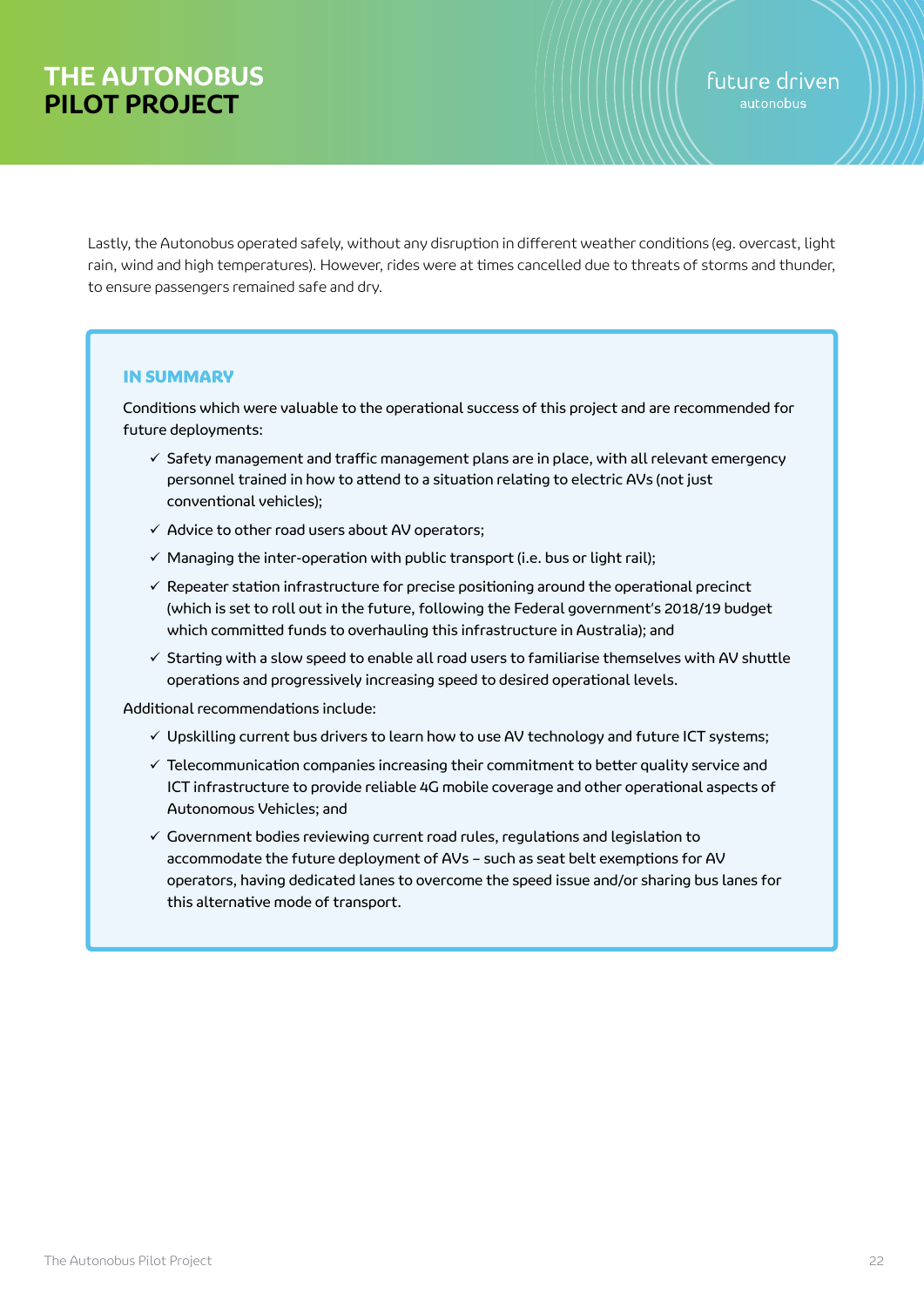Lastly, the Autonobus operated safely, without any disruption in different weather conditions (eg. overcast, light rain, wind and high temperatures). However, rides were at times cancelled due to threats of storms and thunder, to ensure passengers remained safe and dry.

### IN SUMMARY

Conditions which were valuable to the operational success of this project and are recommended for future deployments:

- ✓ Safety management and traffic management plans are in place, with all relevant emergency personnel trained in how to attend to a situation relating to electric AVs (not just conventional vehicles);
- ✓ Advice to other road users about AV operators;
- ✓ Managing the inter-operation with public transport (i.e. bus or light rail);
- ✓ Repeater station infrastructure for precise positioning around the operational precinct (which is set to roll out in the future, following the Federal government's 2018/19 budget which committed funds to overhauling this infrastructure in Australia); and
- ✓ Starting with a slow speed to enable all road users to familiarise themselves with AV shuttle operations and progressively increasing speed to desired operational levels.

Additional recommendations include:

- ✓ Upskilling current bus drivers to learn how to use AV technology and future ICT systems;
- ✓ Telecommunication companies increasing their commitment to better quality service and ICT infrastructure to provide reliable 4G mobile coverage and other operational aspects of Autonomous Vehicles; and
- ✓ Government bodies reviewing current road rules, regulations and legislation to accommodate the future deployment of AVs – such as seat belt exemptions for AV operators, having dedicated lanes to overcome the speed issue and/or sharing bus lanes for this alternative mode of transport.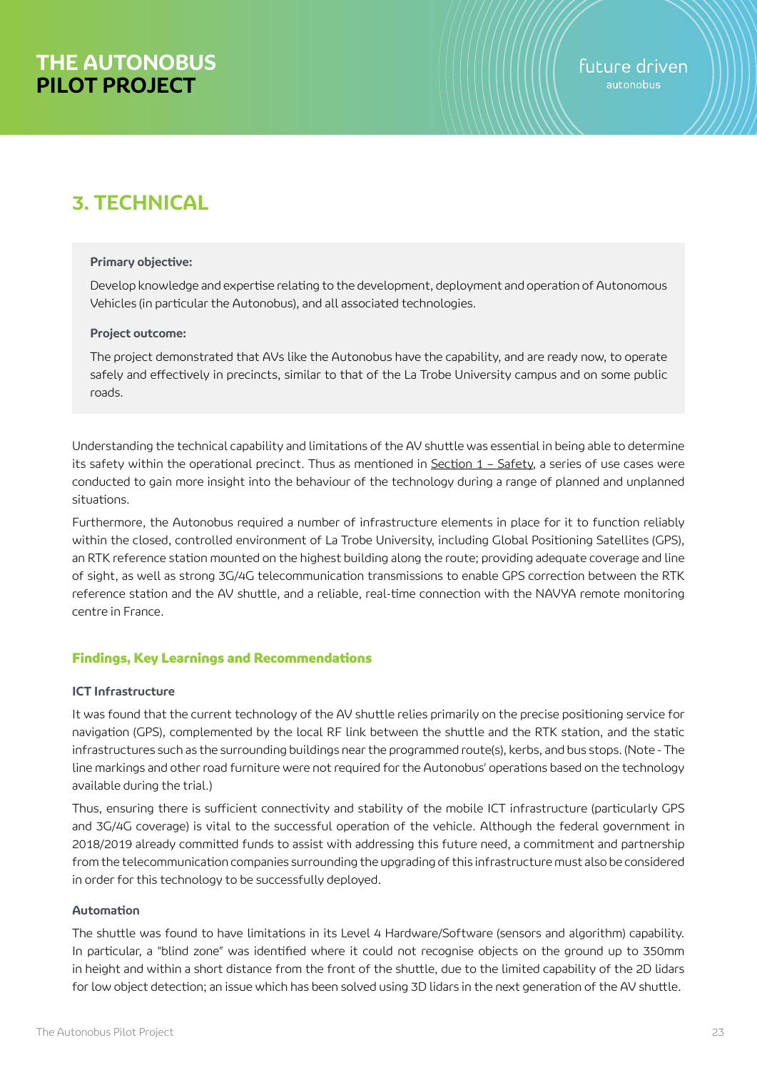## 3. TECHNICAL

**Primary objective:**

Develop knowledge and expertise relating to the development, deployment and operation of Autonomous Vehicles (in particular the Autonobus), and all associated technologies.

**Project outcome:**

The project demonstrated that AVs like the Autonobus have the capability, and are ready now, to operate safely and effectively in precincts, similar to that of the La Trobe University campus and on some public roads.

Understanding the technical capability and limitations of the AV shuttle was essential in being able to determine its safety within the operational precinct. Thus as mentioned in Section 1 – Safety, a series of use cases were conducted to gain more insight into the behaviour of the technology during a range of planned and unplanned situations.

Furthermore, the Autonobus required a number of infrastructure elements in place for it to function reliably within the closed, controlled environment of La Trobe University, including Global Positioning Satellites (GPS), an RTK reference station mounted on the highest building along the route; providing adequate coverage and line of sight, as well as strong 3G/4G telecommunication transmissions to enable GPS correction between the RTK reference station and the AV shuttle, and a reliable, real-time connection with the NAVYA remote monitoring centre in France.

### Findings, Key Learnings and Recommendations

#### ICT Infrastructure

It was found that the current technology of the AV shuttle relies primarily on the precise positioning service for navigation (GPS), complemented by the local RF link between the shuttle and the RTK station, and the static infrastructures such as the surrounding buildings near the programmed route(s), kerbs, and bus stops. (Note - The line markings and other road furniture were not required for the Autonobus' operations based on the technology available during the trial.)

Thus, ensuring there is sufficient connectivity and stability of the mobile ICT infrastructure (particularly GPS and 3G/4G coverage) is vital to the successful operation of the vehicle. Although the federal government in 2018/2019 already committed funds to assist with addressing this future need, a commitment and partnership from the telecommunication companies surrounding the upgrading of this infrastructure must also be considered in order for this technology to be successfully deployed.

#### Automation

The shuttle was found to have limitations in its Level 4 Hardware/Software (sensors and algorithm) capability. In particular, a "blind zone" was identified where it could not recognise objects on the ground up to 350mm in height and within a short distance from the front of the shuttle, due to the limited capability of the 2D lidars for low object detection; an issue which has been solved using 3D lidars in the next generation of the AV shuttle.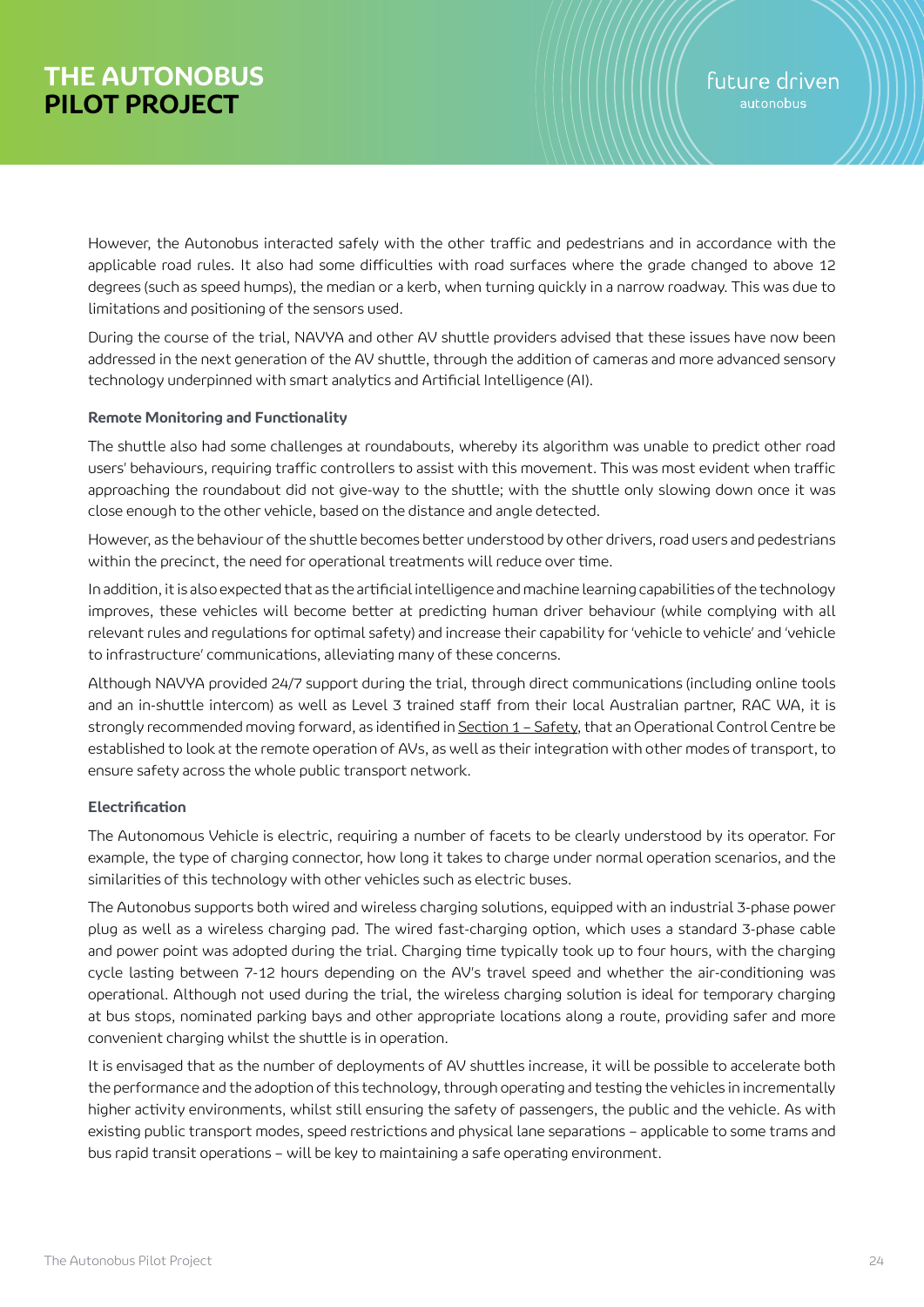However, the Autonobus interacted safely with the other traffic and pedestrians and in accordance with the applicable road rules. It also had some difficulties with road surfaces where the grade changed to above 12 degrees (such as speed humps), the median or a kerb, when turning quickly in a narrow roadway. This was due to limitations and positioning of the sensors used.

During the course of the trial, NAVYA and other AV shuttle providers advised that these issues have now been addressed in the next generation of the AV shuttle, through the addition of cameras and more advanced sensory technology underpinned with smart analytics and Artificial Intelligence (AI).

**Remote Monitoring and Functionality**

The shuttle also had some challenges at roundabouts, whereby its algorithm was unable to predict other road users' behaviours, requiring traffic controllers to assist with this movement. This was most evident when traffic approaching the roundabout did not give-way to the shuttle; with the shuttle only slowing down once it was close enough to the other vehicle, based on the distance and angle detected.

However, as the behaviour of the shuttle becomes better understood by other drivers, road users and pedestrians within the precinct, the need for operational treatments will reduce over time.

In addition, it is also expected that as the artificial intelligence and machine learning capabilities of the technology improves, these vehicles will become better at predicting human driver behaviour (while complying with all relevant rules and regulations for optimal safety) and increase their capability for 'vehicle to vehicle' and 'vehicle to infrastructure' communications, alleviating many of these concerns.

Although NAVYA provided 24/7 support during the trial, through direct communications (including online tools and an in-shuttle intercom) as well as Level 3 trained staff from their local Australian partner, RAC WA, it is strongly recommended moving forward, as identified in Section 1 – Safety, that an Operational Control Centre be established to look at the remote operation of AVs, as well as their integration with other modes of transport, to ensure safety across the whole public transport network.

**Electrification**

The Autonomous Vehicle is electric, requiring a number of facets to be clearly understood by its operator. For example, the type of charging connector, how long it takes to charge under normal operation scenarios, and the similarities of this technology with other vehicles such as electric buses.

The Autonobus supports both wired and wireless charging solutions, equipped with an industrial 3-phase power plug as well as a wireless charging pad. The wired fast-charging option, which uses a standard 3-phase cable and power point was adopted during the trial. Charging time typically took up to four hours, with the charging cycle lasting between 7-12 hours depending on the AV's travel speed and whether the air-conditioning was operational. Although not used during the trial, the wireless charging solution is ideal for temporary charging at bus stops, nominated parking bays and other appropriate locations along a route, providing safer and more convenient charging whilst the shuttle is in operation.

It is envisaged that as the number of deployments of AV shuttles increase, it will be possible to accelerate both the performance and the adoption of this technology, through operating and testing the vehicles in incrementally higher activity environments, whilst still ensuring the safety of passengers, the public and the vehicle. As with existing public transport modes, speed restrictions and physical lane separations – applicable to some trams and bus rapid transit operations – will be key to maintaining a safe operating environment.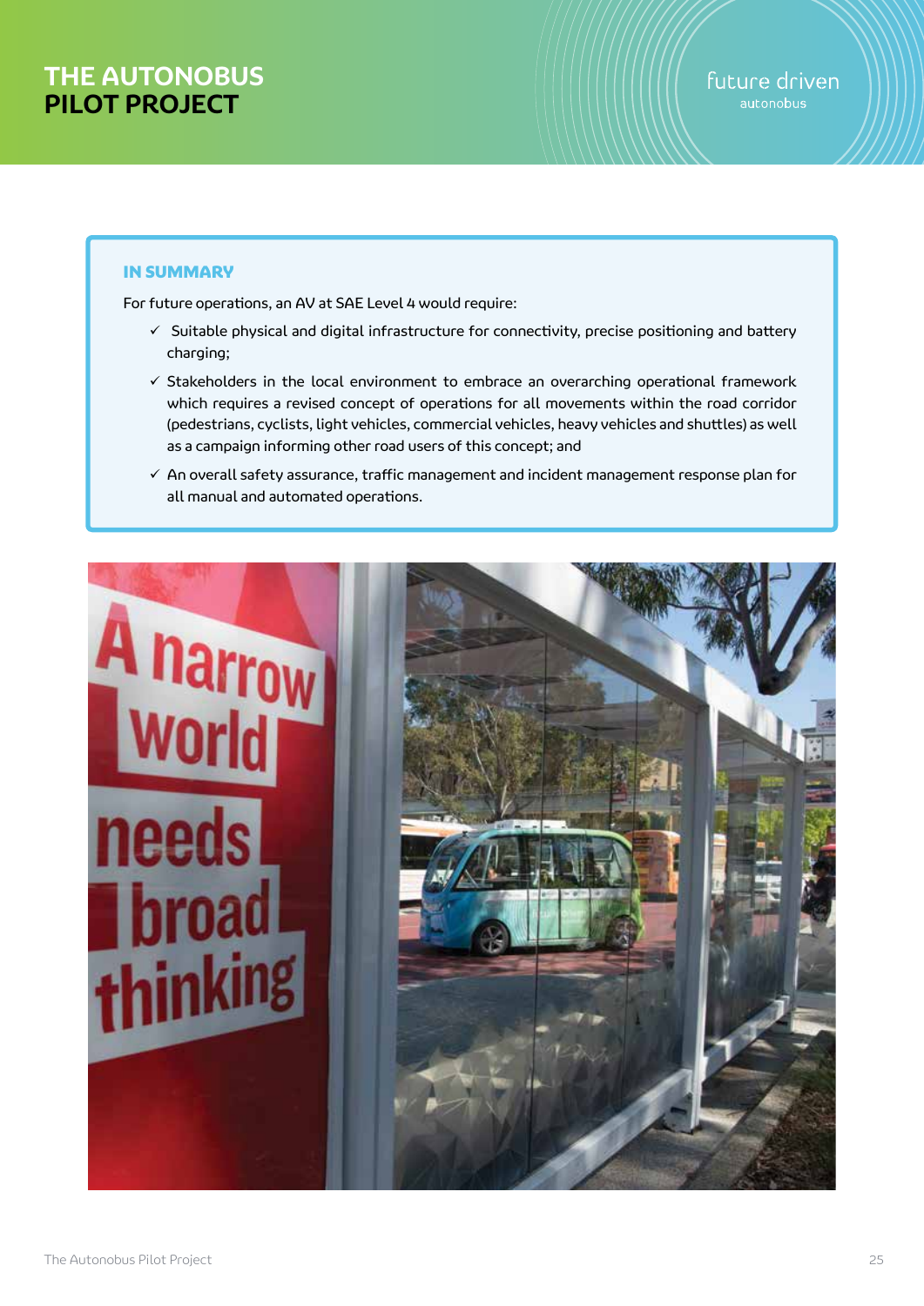### IN SUMMARY

For future operations, an AV at SAE Level 4 would require:

- ✓ Suitable physical and digital infrastructure for connectivity, precise positioning and battery charging;
- ✓ Stakeholders in the local environment to embrace an overarching operational framework which requires a revised concept of operations for all movements within the road corridor (pedestrians, cyclists, light vehicles, commercial vehicles, heavy vehicles and shuttles) as well as a campaign informing other road users of this concept; and
- ✓ An overall safety assurance, traffic management and incident management response plan for all manual and automated operations.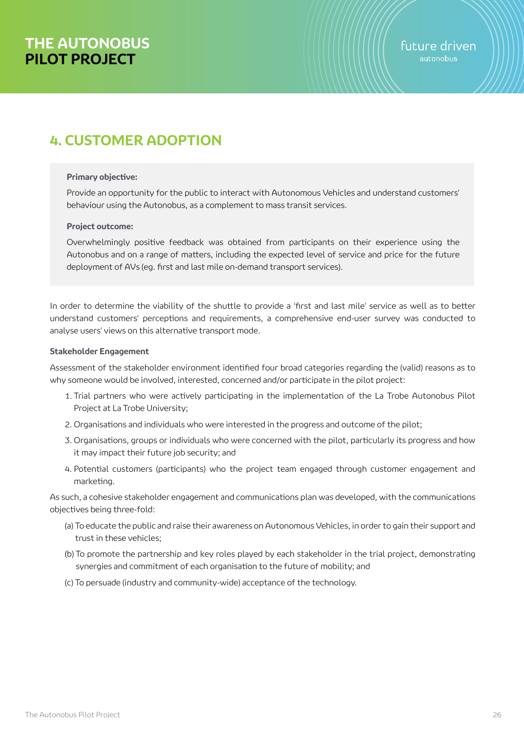## 4. CUSTOMER ADOPTION

**Primary objective:**

Provide an opportunity for the public to interact with Autonomous Vehicles and understand customers' behaviour using the Autonobus, as a complement to mass transit services.

**Project outcome:**

Overwhelmingly positive feedback was obtained from participants on their experience using the Autonobus and on a range of matters, including the expected level of service and price for the future deployment of AVs (eg. first and last mile on-demand transport services).

In order to determine the viability of the shuttle to provide a 'first and last mile' service as well as to better understand customers' perceptions and requirements, a comprehensive end-user survey was conducted to analyse users' views on this alternative transport mode.

**Stakeholder Engagement**

Assessment of the stakeholder environment identified four broad categories regarding the (valid) reasons as to why someone would be involved, interested, concerned and/or participate in the pilot project:

1. Trial partners who were actively participating in the implementation of the La Trobe Autonobus Pilot Project at La Trobe University;
2. Organisations and individuals who were interested in the progress and outcome of the pilot;
3. Organisations, groups or individuals who were concerned with the pilot, particularly its progress and how it may impact their future job security; and
4. Potential customers (participants) who the project team engaged through customer engagement and marketing.

As such, a cohesive stakeholder engagement and communications plan was developed, with the communications objectives being three-fold:

(a) To educate the public and raise their awareness on Autonomous Vehicles, in order to gain their support and trust in these vehicles;

(b) To promote the partnership and key roles played by each stakeholder in the trial project, demonstrating synergies and commitment of each organisation to the future of mobility; and

(c) To persuade (industry and community-wide) acceptance of the technology.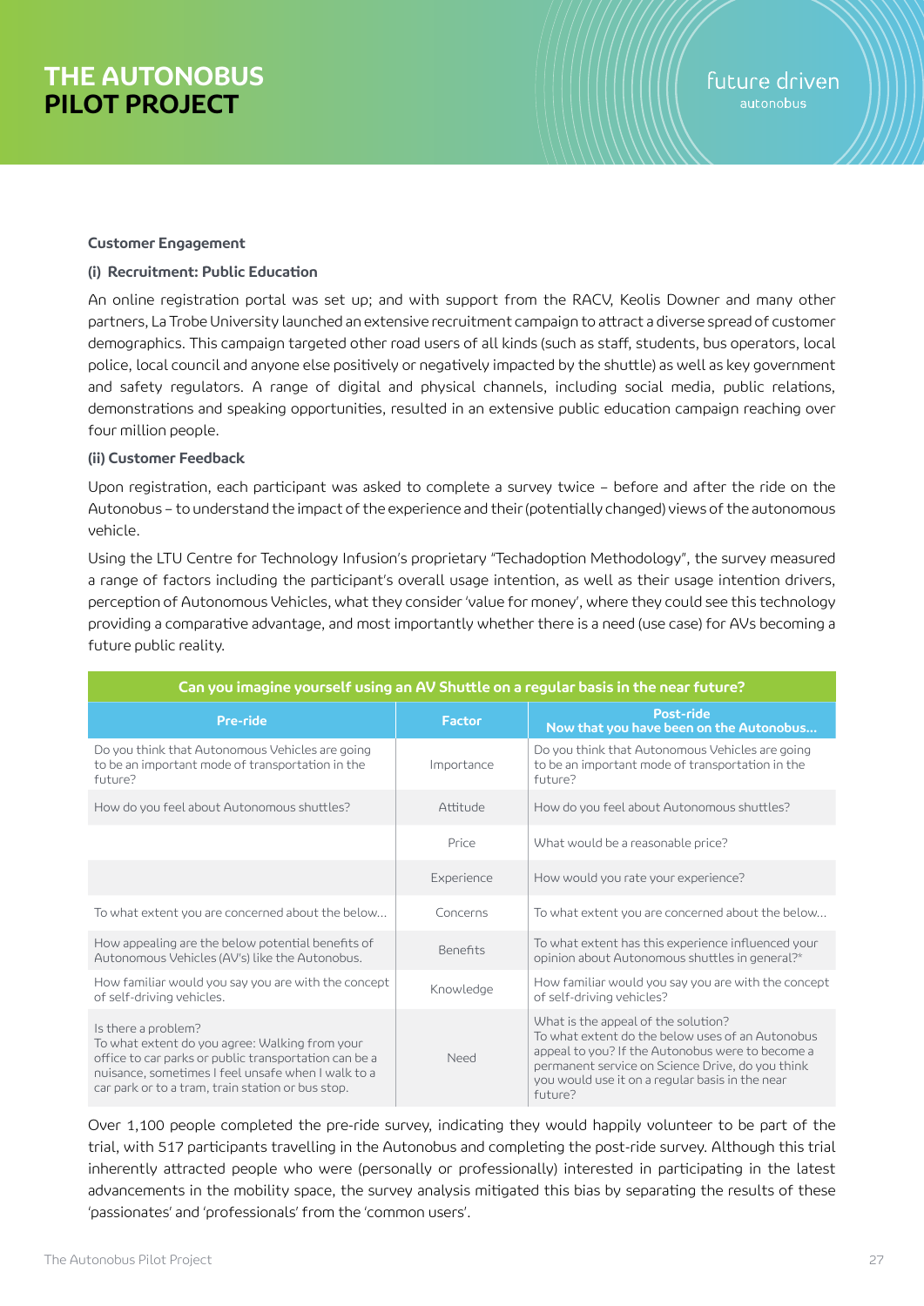# THE AUTONOBUS PILOT PROJECT

**Customer Engagement**

**(i) Recruitment: Public Education**

An online registration portal was set up; and with support from the RACV, Keolis Downer and many other partners, La Trobe University launched an extensive recruitment campaign to attract a diverse spread of customer demographics. This campaign targeted other road users of all kinds (such as staff, students, bus operators, local police, local council and anyone else positively or negatively impacted by the shuttle) as well as key government and safety regulators. A range of digital and physical channels, including social media, public relations, demonstrations and speaking opportunities, resulted in an extensive public education campaign reaching over four million people.

**(ii) Customer Feedback**

Upon registration, each participant was asked to complete a survey twice – before and after the ride on the Autonobus – to understand the impact of the experience and their (potentially changed) views of the autonomous vehicle.

Using the LTU Centre for Technology Infusion's proprietary "Techadoption Methodology", the survey measured a range of factors including the participant's overall usage intention, as well as their usage intention drivers, perception of Autonomous Vehicles, what they consider 'value for money', where they could see this technology providing a comparative advantage, and most importantly whether there is a need (use case) for AVs becoming a future public reality.

| Can you imagine yourself using an AV Shuttle on a regular basis in the near future? | | |
|---|---|---|
| **Pre-ride** | **Factor** | **Post-ride<br>Now that you have been on the Autonobus…** |
| Do you think that Autonomous Vehicles are going to be an important mode of transportation in the future? | Importance | Do you think that Autonomous Vehicles are going to be an important mode of transportation in the future? |
| How do you feel about Autonomous shuttles? | Attitude | How do you feel about Autonomous shuttles? |
| | Price | What would be a reasonable price? |
| | Experience | How would you rate your experience? |
| To what extent you are concerned about the below… | Concerns | To what extent you are concerned about the below… |
| How appealing are the below potential benefits of Autonomous Vehicles (AV's) like the Autonobus. | Benefits | To what extent has this experience influenced your opinion about Autonomous shuttles in general?* |
| How familiar would you say you are with the concept of self-driving vehicles. | Knowledge | How familiar would you say you are with the concept of self-driving vehicles? |
| Is there a problem?<br>To what extent do you agree: Walking from your office to car parks or public transportation can be a nuisance, sometimes I feel unsafe when I walk to a car park or to a tram, train station or bus stop. | Need | What is the appeal of the solution?<br>To what extent do the below uses of an Autonobus appeal to you? If the Autonobus were to become a permanent service on Science Drive, do you think you would use it on a regular basis in the near future? |

Over 1,100 people completed the pre-ride survey, indicating they would happily volunteer to be part of the trial, with 517 participants travelling in the Autonobus and completing the post-ride survey. Although this trial inherently attracted people who were (personally or professionally) interested in participating in the latest advancements in the mobility space, the survey analysis mitigated this bias by separating the results of these 'passionates' and 'professionals' from the 'common users'.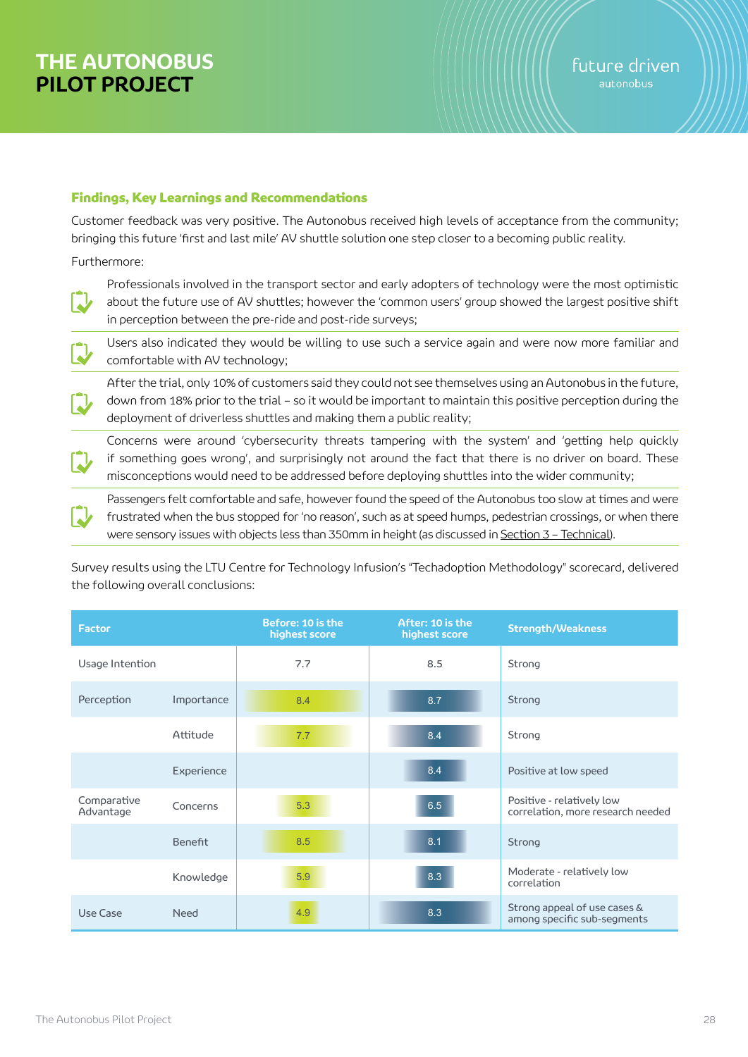# THE AUTONOBUS PILOT PROJECT

### Findings, Key Learnings and Recommendations

Customer feedback was very positive. The Autonobus received high levels of acceptance from the community; bringing this future 'first and last mile' AV shuttle solution one step closer to a becoming public reality.

Furthermore:

- Professionals involved in the transport sector and early adopters of technology were the most optimistic about the future use of AV shuttles; however the 'common users' group showed the largest positive shift in perception between the pre-ride and post-ride surveys;
- Users also indicated they would be willing to use such a service again and were now more familiar and comfortable with AV technology;
- After the trial, only 10% of customers said they could not see themselves using an Autonobus in the future, down from 18% prior to the trial – so it would be important to maintain this positive perception during the deployment of driverless shuttles and making them a public reality;
- Concerns were around 'cybersecurity threats tampering with the system' and 'getting help quickly if something goes wrong', and surprisingly not around the fact that there is no driver on board. These misconceptions would need to be addressed before deploying shuttles into the wider community;
- Passengers felt comfortable and safe, however found the speed of the Autonobus too slow at times and were frustrated when the bus stopped for 'no reason', such as at speed humps, pedestrian crossings, or when there were sensory issues with objects less than 350mm in height (as discussed in Section 3 – Technical).

Survey results using the LTU Centre for Technology Infusion's "Techadoption Methodology" scorecard, delivered the following overall conclusions:

| Factor | | Before: 10 is the highest score | After: 10 is the highest score | Strength/Weakness |
|---|---|---|---|---|
| Usage Intention | | 7.7 | 8.5 | Strong |
| Perception | Importance | 8.4 | 8.7 | Strong |
| | Attitude | 7.7 | 8.4 | Strong |
| | Experience | | 8.4 | Positive at low speed |
| Comparative Advantage | Concerns | 5.3 | 6.5 | Positive - relatively low correlation, more research needed |
| | Benefit | 8.5 | 8.1 | Strong |
| | Knowledge | 5.9 | 8.3 | Moderate - relatively low correlation |
| Use Case | Need | 4.9 | 8.3 | Strong appeal of use cases & among specific sub-segments |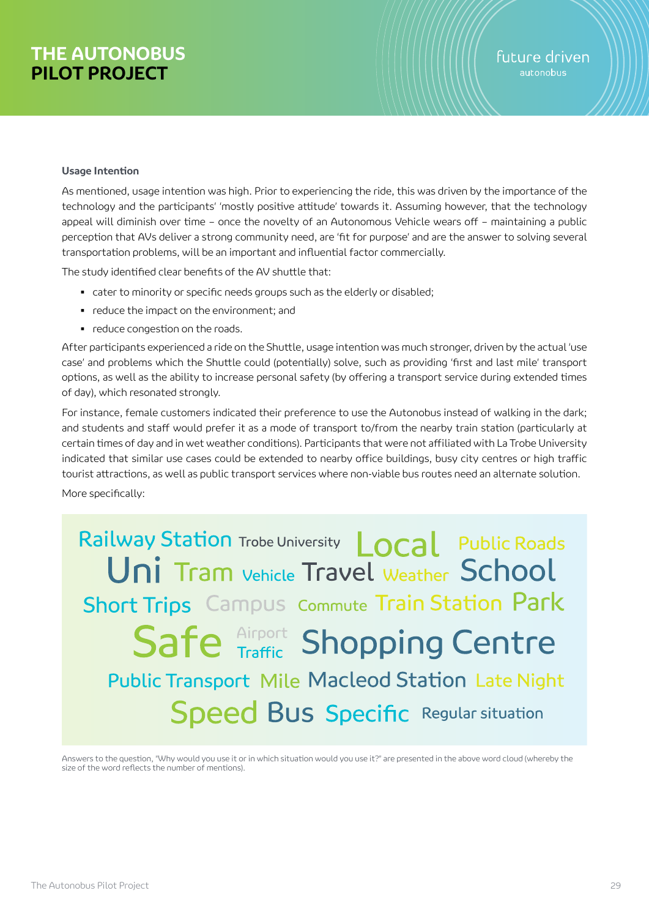### Usage Intention

As mentioned, usage intention was high. Prior to experiencing the ride, this was driven by the importance of the technology and the participants' 'mostly positive attitude' towards it. Assuming however, that the technology appeal will diminish over time – once the novelty of an Autonomous Vehicle wears off – maintaining a public perception that AVs deliver a strong community need, are 'fit for purpose' and are the answer to solving several transportation problems, will be an important and influential factor commercially.

The study identified clear benefits of the AV shuttle that:

- cater to minority or specific needs groups such as the elderly or disabled;
- reduce the impact on the environment; and
- reduce congestion on the roads.

After participants experienced a ride on the Shuttle, usage intention was much stronger, driven by the actual 'use case' and problems which the Shuttle could (potentially) solve, such as providing 'first and last mile' transport options, as well as the ability to increase personal safety (by offering a transport service during extended times of day), which resonated strongly.

For instance, female customers indicated their preference to use the Autonobus instead of walking in the dark; and students and staff would prefer it as a mode of transport to/from the nearby train station (particularly at certain times of day and in wet weather conditions). Participants that were not affiliated with La Trobe University indicated that similar use cases could be extended to nearby office buildings, busy city centres or high traffic tourist attractions, as well as public transport services where non-viable bus routes need an alternate solution.

More specifically:

Railway Station, Trobe University, Local, Public Roads, Uni, Tram, Vehicle, Travel, Weather, School, Short Trips, Campus, Commute, Train Station, Park, Safe, Airport, Traffic, Shopping Centre, Public Transport, Mile, Macleod Station, Late Night, Speed, Bus, Specific, Regular situation

Answers to the question, "Why would you use it or in which situation would you use it?" are presented in the above word cloud (whereby the size of the word reflects the number of mentions).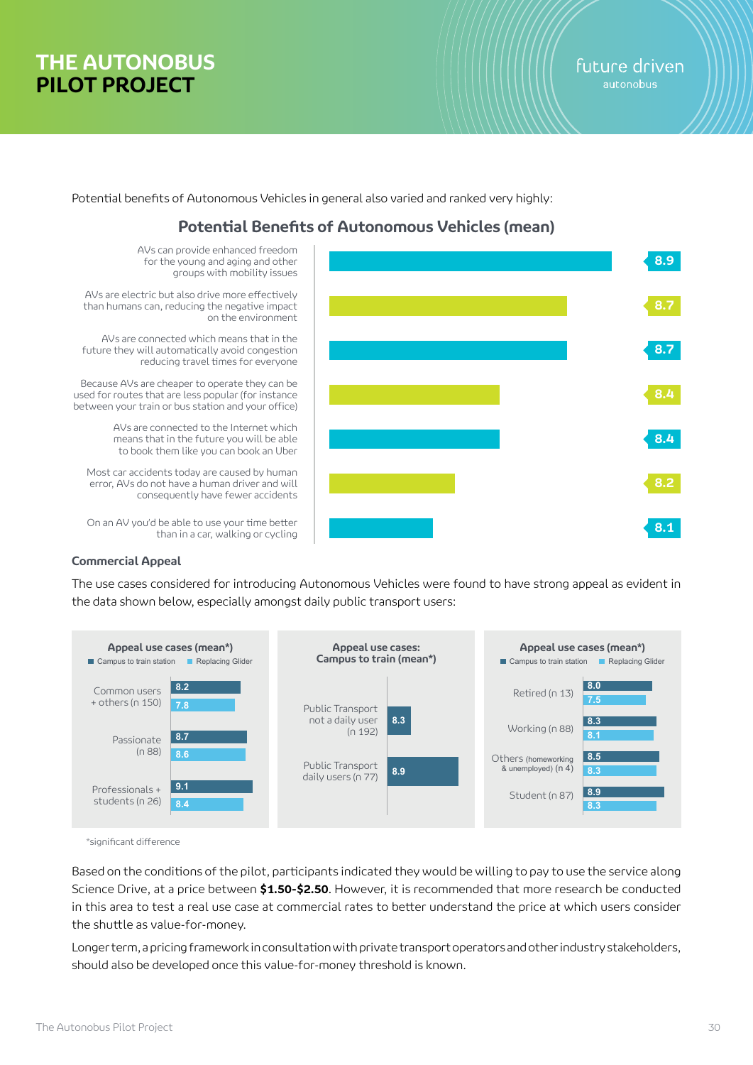# THE AUTONOBUS PILOT PROJECT

Potential benefits of Autonomous Vehicles in general also varied and ranked very highly:

### Potential Benefits of Autonomous Vehicles (mean)

| Benefit | Mean |
|---|---|
| AVs can provide enhanced freedom for the young and aging and other groups with mobility issues | 8.9 |
| AVs are electric but also drive more effectively than humans can, reducing the negative impact on the environment | 8.7 |
| AVs are connected which means that in the future they will automatically avoid congestion reducing travel times for everyone | 8.7 |
| Because AVs are cheaper to operate they can be used for routes that are less popular (for instance between your train or bus station and your office) | 8.4 |
| AVs are connected to the Internet which means that in the future you will be able to book them like you can book an Uber | 8.4 |
| Most car accidents today are caused by human error, AVs do not have a human driver and will consequently have fewer accidents | 8.2 |
| On an AV you'd be able to use your time better than in a car, walking or cycling | 8.1 |

### Commercial Appeal

The use cases considered for introducing Autonomous Vehicles were found to have strong appeal as evident in the data shown below, especially amongst daily public transport users:

**Appeal use cases (mean*)**

| | Campus to train station | Replacing Glider |
|---|---|---|
| Common users + others (n 150) | 8.2 | 7.8 |
| Passionate (n 88) | 8.7 | 8.6 |
| Professionals + students (n 26) | 9.1 | 8.4 |

**Appeal use cases: Campus to train (mean*)**

| | Campus to train |
|---|---|
| Public Transport not a daily user (n 192) | 8.3 |
| Public Transport daily users (n 77) | 8.9 |

**Appeal use cases (mean*)**

| | Campus to train station | Replacing Glider |
|---|---|---|
| Retired (n 13) | 8.0 | 7.5 |
| Working (n 88) | 8.3 | 8.1 |
| Others (homeworking & unemployed) (n 4) | 8.5 | 8.3 |
| Student (n 87) | 8.9 | 8.3 |

*significant difference

Based on the conditions of the pilot, participants indicated they would be willing to pay to use the service along Science Drive, at a price between **$1.50-$2.50**. However, it is recommended that more research be conducted in this area to test a real use case at commercial rates to better understand the price at which users consider the shuttle as value-for-money.

Longer term, a pricing framework in consultation with private transport operators and other industry stakeholders, should also be developed once this value-for-money threshold is known.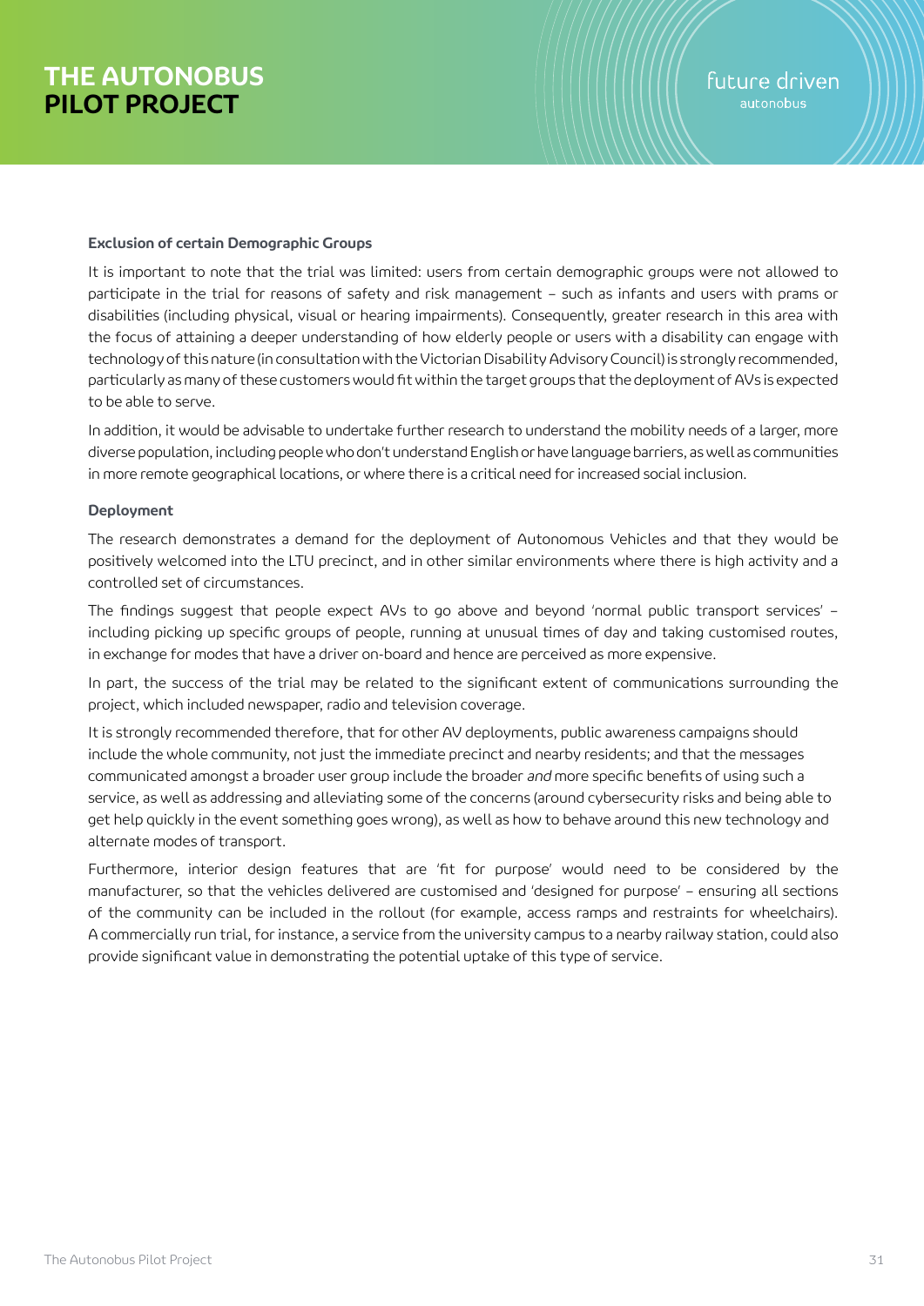### Exclusion of certain Demographic Groups

It is important to note that the trial was limited: users from certain demographic groups were not allowed to participate in the trial for reasons of safety and risk management – such as infants and users with prams or disabilities (including physical, visual or hearing impairments). Consequently, greater research in this area with the focus of attaining a deeper understanding of how elderly people or users with a disability can engage with technology of this nature (in consultation with the Victorian Disability Advisory Council) is strongly recommended, particularly as many of these customers would fit within the target groups that the deployment of AVs is expected to be able to serve.

In addition, it would be advisable to undertake further research to understand the mobility needs of a larger, more diverse population, including people who don't understand English or have language barriers, as well as communities in more remote geographical locations, or where there is a critical need for increased social inclusion.

### Deployment

The research demonstrates a demand for the deployment of Autonomous Vehicles and that they would be positively welcomed into the LTU precinct, and in other similar environments where there is high activity and a controlled set of circumstances.

The findings suggest that people expect AVs to go above and beyond 'normal public transport services' – including picking up specific groups of people, running at unusual times of day and taking customised routes, in exchange for modes that have a driver on-board and hence are perceived as more expensive.

In part, the success of the trial may be related to the significant extent of communications surrounding the project, which included newspaper, radio and television coverage.

It is strongly recommended therefore, that for other AV deployments, public awareness campaigns should include the whole community, not just the immediate precinct and nearby residents; and that the messages communicated amongst a broader user group include the broader *and* more specific benefits of using such a service, as well as addressing and alleviating some of the concerns (around cybersecurity risks and being able to get help quickly in the event something goes wrong), as well as how to behave around this new technology and alternate modes of transport.

Furthermore, interior design features that are 'fit for purpose' would need to be considered by the manufacturer, so that the vehicles delivered are customised and 'designed for purpose' – ensuring all sections of the community can be included in the rollout (for example, access ramps and restraints for wheelchairs). A commercially run trial, for instance, a service from the university campus to a nearby railway station, could also provide significant value in demonstrating the potential uptake of this type of service.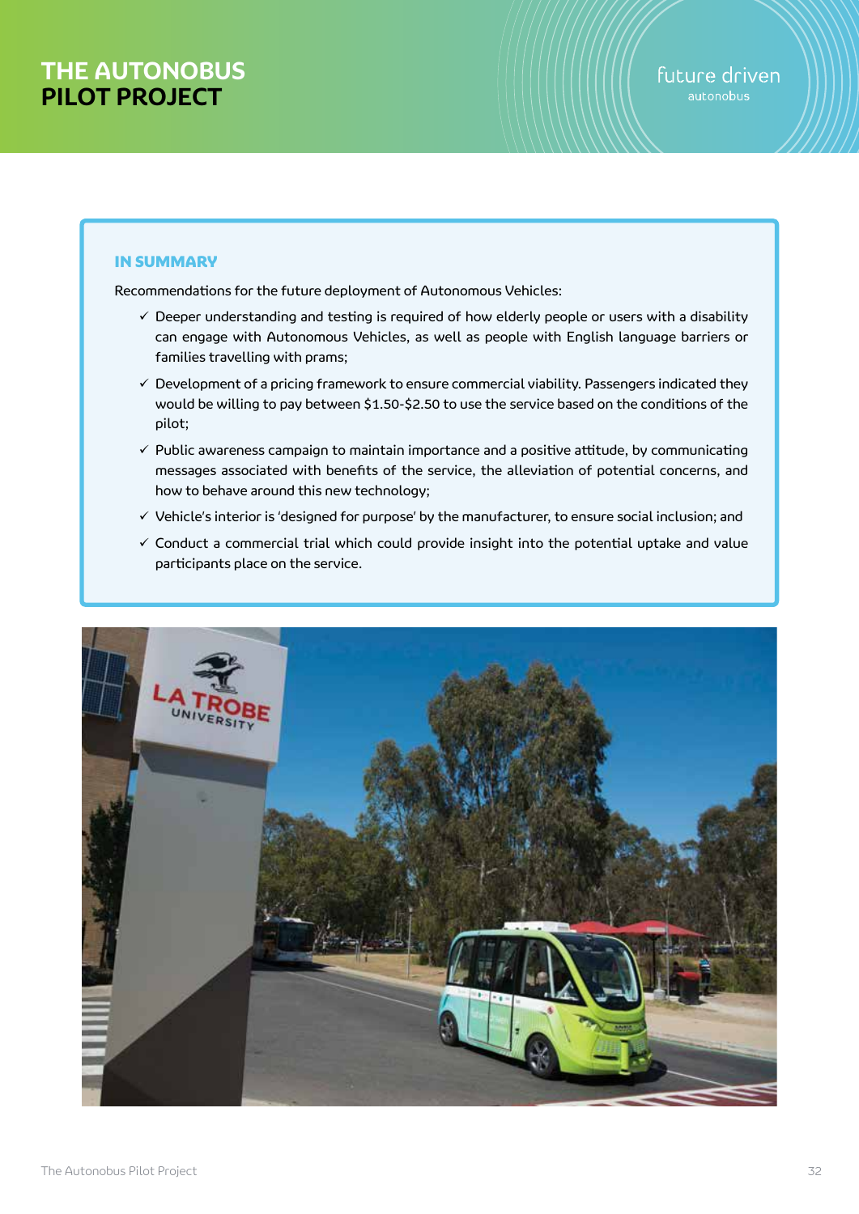### IN SUMMARY

Recommendations for the future deployment of Autonomous Vehicles:

- ✓ Deeper understanding and testing is required of how elderly people or users with a disability can engage with Autonomous Vehicles, as well as people with English language barriers or families travelling with prams;
- ✓ Development of a pricing framework to ensure commercial viability. Passengers indicated they would be willing to pay between $1.50-$2.50 to use the service based on the conditions of the pilot;
- ✓ Public awareness campaign to maintain importance and a positive attitude, by communicating messages associated with benefits of the service, the alleviation of potential concerns, and how to behave around this new technology;
- ✓ Vehicle's interior is 'designed for purpose' by the manufacturer, to ensure social inclusion; and
- ✓ Conduct a commercial trial which could provide insight into the potential uptake and value participants place on the service.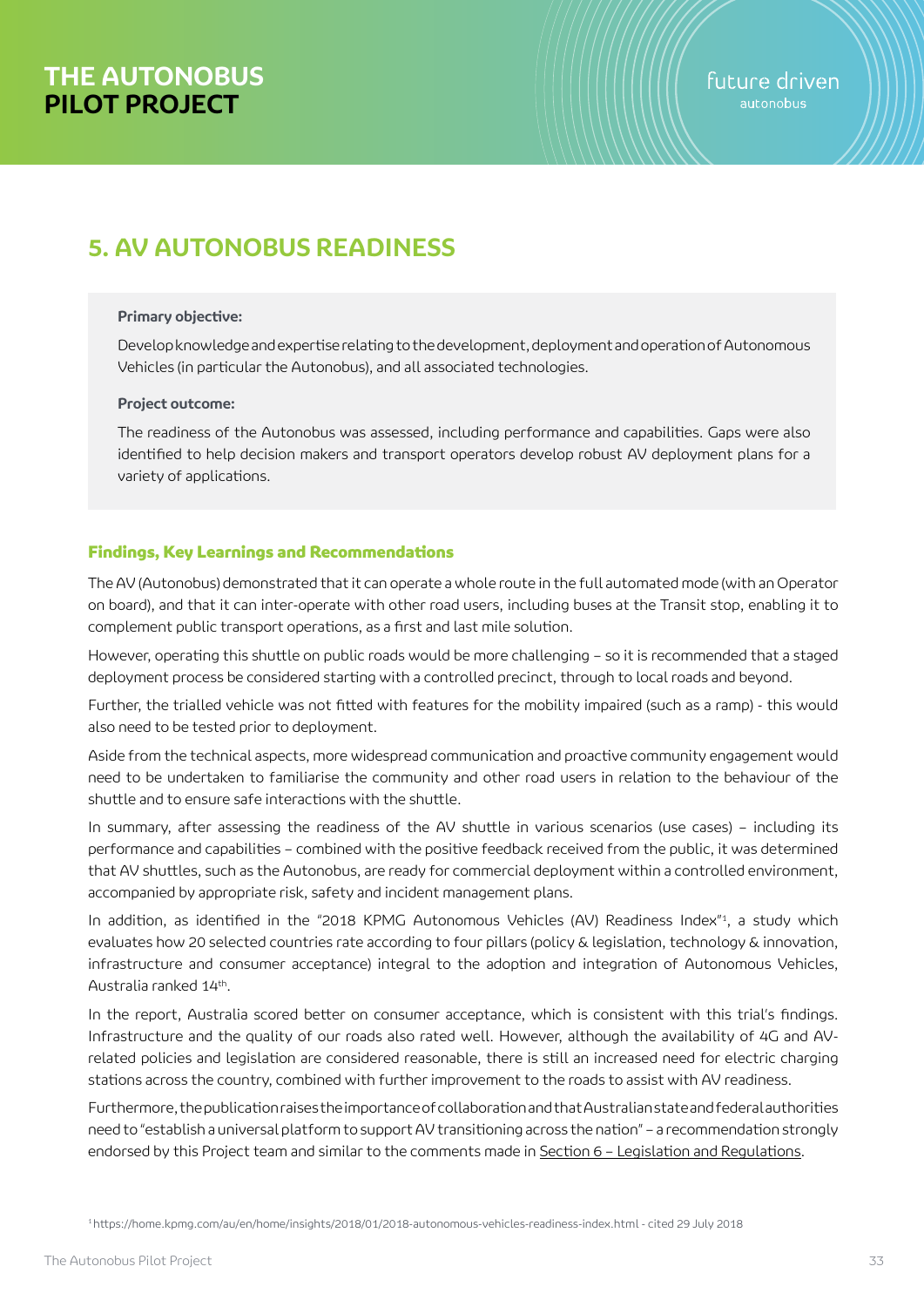# 5. AV AUTONOBUS READINESS

**Primary objective:**

Develop knowledge and expertise relating to the development, deployment and operation of Autonomous Vehicles (in particular the Autonobus), and all associated technologies.

**Project outcome:**

The readiness of the Autonobus was assessed, including performance and capabilities. Gaps were also identified to help decision makers and transport operators develop robust AV deployment plans for a variety of applications.

### Findings, Key Learnings and Recommendations

The AV (Autonobus) demonstrated that it can operate a whole route in the full automated mode (with an Operator on board), and that it can inter-operate with other road users, including buses at the Transit stop, enabling it to complement public transport operations, as a first and last mile solution.

However, operating this shuttle on public roads would be more challenging – so it is recommended that a staged deployment process be considered starting with a controlled precinct, through to local roads and beyond.

Further, the trialled vehicle was not fitted with features for the mobility impaired (such as a ramp) - this would also need to be tested prior to deployment.

Aside from the technical aspects, more widespread communication and proactive community engagement would need to be undertaken to familiarise the community and other road users in relation to the behaviour of the shuttle and to ensure safe interactions with the shuttle.

In summary, after assessing the readiness of the AV shuttle in various scenarios (use cases) – including its performance and capabilities – combined with the positive feedback received from the public, it was determined that AV shuttles, such as the Autonobus, are ready for commercial deployment within a controlled environment, accompanied by appropriate risk, safety and incident management plans.

In addition, as identified in the "2018 KPMG Autonomous Vehicles (AV) Readiness Index"[1], a study which evaluates how 20 selected countries rate according to four pillars (policy & legislation, technology & innovation, infrastructure and consumer acceptance) integral to the adoption and integration of Autonomous Vehicles, Australia ranked 14th.

In the report, Australia scored better on consumer acceptance, which is consistent with this trial's findings. Infrastructure and the quality of our roads also rated well. However, although the availability of 4G and AV-related policies and legislation are considered reasonable, there is still an increased need for electric charging stations across the country, combined with further improvement to the roads to assist with AV readiness.

Furthermore, the publication raises the importance of collaboration and that Australian state and federal authorities need to "establish a universal platform to support AV transitioning across the nation" – a recommendation strongly endorsed by this Project team and similar to the comments made in Section 6 – Legislation and Regulations.

[1] https://home.kpmg.com/au/en/home/insights/2018/01/2018-autonomous-vehicles-readiness-index.html - cited 29 July 2018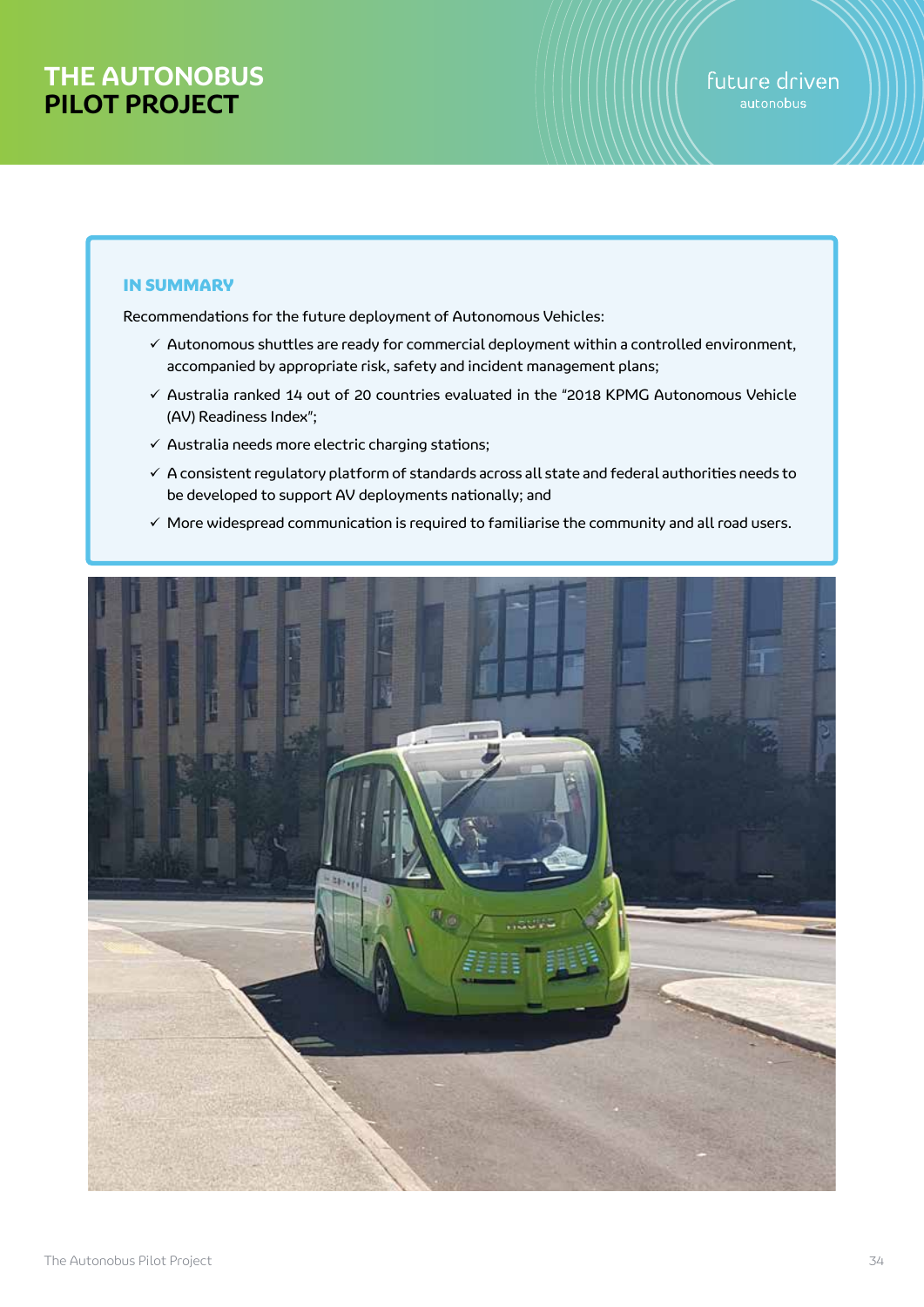# THE AUTONOBUS PILOT PROJECT

### IN SUMMARY

Recommendations for the future deployment of Autonomous Vehicles:

- ✓ Autonomous shuttles are ready for commercial deployment within a controlled environment, accompanied by appropriate risk, safety and incident management plans;
- ✓ Australia ranked 14 out of 20 countries evaluated in the "2018 KPMG Autonomous Vehicle (AV) Readiness Index";
- ✓ Australia needs more electric charging stations;
- ✓ A consistent regulatory platform of standards across all state and federal authorities needs to be developed to support AV deployments nationally; and
- ✓ More widespread communication is required to familiarise the community and all road users.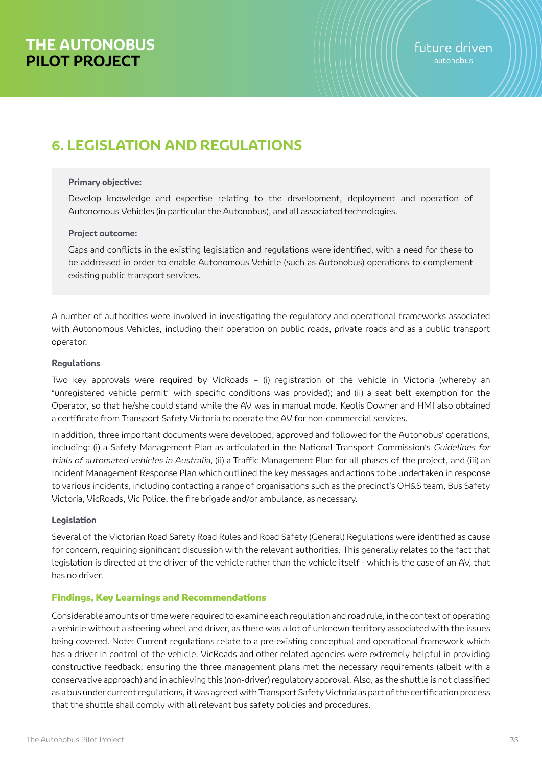## 6. LEGISLATION AND REGULATIONS

**Primary objective:**

Develop knowledge and expertise relating to the development, deployment and operation of Autonomous Vehicles (in particular the Autonobus), and all associated technologies.

**Project outcome:**

Gaps and conflicts in the existing legislation and regulations were identified, with a need for these to be addressed in order to enable Autonomous Vehicle (such as Autonobus) operations to complement existing public transport services.

A number of authorities were involved in investigating the regulatory and operational frameworks associated with Autonomous Vehicles, including their operation on public roads, private roads and as a public transport operator.

**Regulations**

Two key approvals were required by VicRoads – (i) registration of the vehicle in Victoria (whereby an "unregistered vehicle permit" with specific conditions was provided); and (ii) a seat belt exemption for the Operator, so that he/she could stand while the AV was in manual mode. Keolis Downer and HMI also obtained a certificate from Transport Safety Victoria to operate the AV for non-commercial services.

In addition, three important documents were developed, approved and followed for the Autonobus' operations, including: (i) a Safety Management Plan as articulated in the National Transport Commission's *Guidelines for trials of automated vehicles in Australia*, (ii) a Traffic Management Plan for all phases of the project, and (iii) an Incident Management Response Plan which outlined the key messages and actions to be undertaken in response to various incidents, including contacting a range of organisations such as the precinct's OH&S team, Bus Safety Victoria, VicRoads, Vic Police, the fire brigade and/or ambulance, as necessary.

**Legislation**

Several of the Victorian Road Safety Road Rules and Road Safety (General) Regulations were identified as cause for concern, requiring significant discussion with the relevant authorities. This generally relates to the fact that legislation is directed at the driver of the vehicle rather than the vehicle itself - which is the case of an AV, that has no driver.

### Findings, Key Learnings and Recommendations

Considerable amounts of time were required to examine each regulation and road rule, in the context of operating a vehicle without a steering wheel and driver, as there was a lot of unknown territory associated with the issues being covered. Note: Current regulations relate to a pre-existing conceptual and operational framework which has a driver in control of the vehicle. VicRoads and other related agencies were extremely helpful in providing constructive feedback; ensuring the three management plans met the necessary requirements (albeit with a conservative approach) and in achieving this (non-driver) regulatory approval. Also, as the shuttle is not classified as a bus under current regulations, it was agreed with Transport Safety Victoria as part of the certification process that the shuttle shall comply with all relevant bus safety policies and procedures.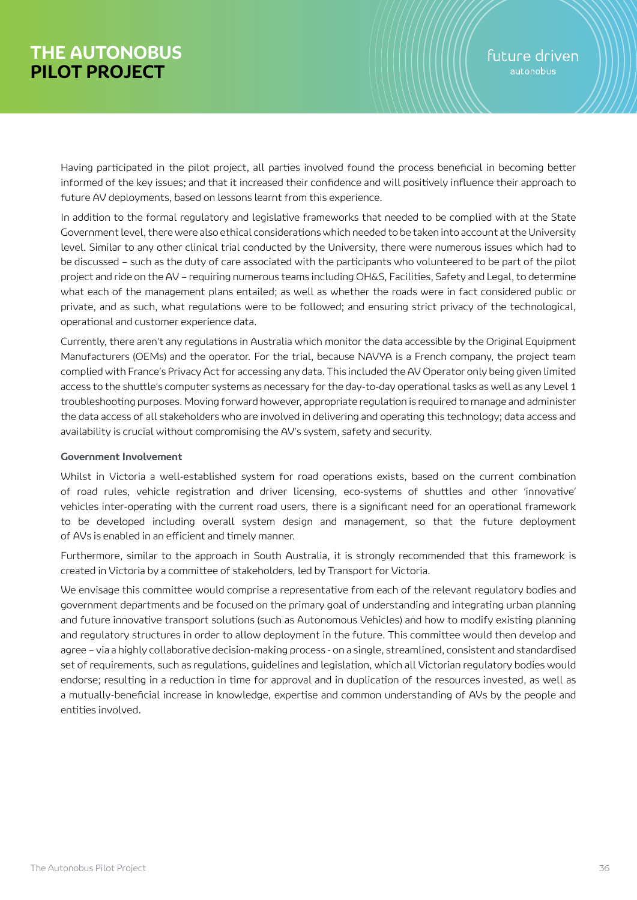Having participated in the pilot project, all parties involved found the process beneficial in becoming better informed of the key issues; and that it increased their confidence and will positively influence their approach to future AV deployments, based on lessons learnt from this experience.

In addition to the formal regulatory and legislative frameworks that needed to be complied with at the State Government level, there were also ethical considerations which needed to be taken into account at the University level. Similar to any other clinical trial conducted by the University, there were numerous issues which had to be discussed – such as the duty of care associated with the participants who volunteered to be part of the pilot project and ride on the AV – requiring numerous teams including OH&S, Facilities, Safety and Legal, to determine what each of the management plans entailed; as well as whether the roads were in fact considered public or private, and as such, what regulations were to be followed; and ensuring strict privacy of the technological, operational and customer experience data.

Currently, there aren't any regulations in Australia which monitor the data accessible by the Original Equipment Manufacturers (OEMs) and the operator. For the trial, because NAVYA is a French company, the project team complied with France's Privacy Act for accessing any data. This included the AV Operator only being given limited access to the shuttle's computer systems as necessary for the day-to-day operational tasks as well as any Level 1 troubleshooting purposes. Moving forward however, appropriate regulation is required to manage and administer the data access of all stakeholders who are involved in delivering and operating this technology; data access and availability is crucial without compromising the AV's system, safety and security.

**Government Involvement**

Whilst in Victoria a well-established system for road operations exists, based on the current combination of road rules, vehicle registration and driver licensing, eco-systems of shuttles and other 'innovative' vehicles inter-operating with the current road users, there is a significant need for an operational framework to be developed including overall system design and management, so that the future deployment of AVs is enabled in an efficient and timely manner.

Furthermore, similar to the approach in South Australia, it is strongly recommended that this framework is created in Victoria by a committee of stakeholders, led by Transport for Victoria.

We envisage this committee would comprise a representative from each of the relevant regulatory bodies and government departments and be focused on the primary goal of understanding and integrating urban planning and future innovative transport solutions (such as Autonomous Vehicles) and how to modify existing planning and regulatory structures in order to allow deployment in the future. This committee would then develop and agree – via a highly collaborative decision-making process - on a single, streamlined, consistent and standardised set of requirements, such as regulations, guidelines and legislation, which all Victorian regulatory bodies would endorse; resulting in a reduction in time for approval and in duplication of the resources invested, as well as a mutually-beneficial increase in knowledge, expertise and common understanding of AVs by the people and entities involved.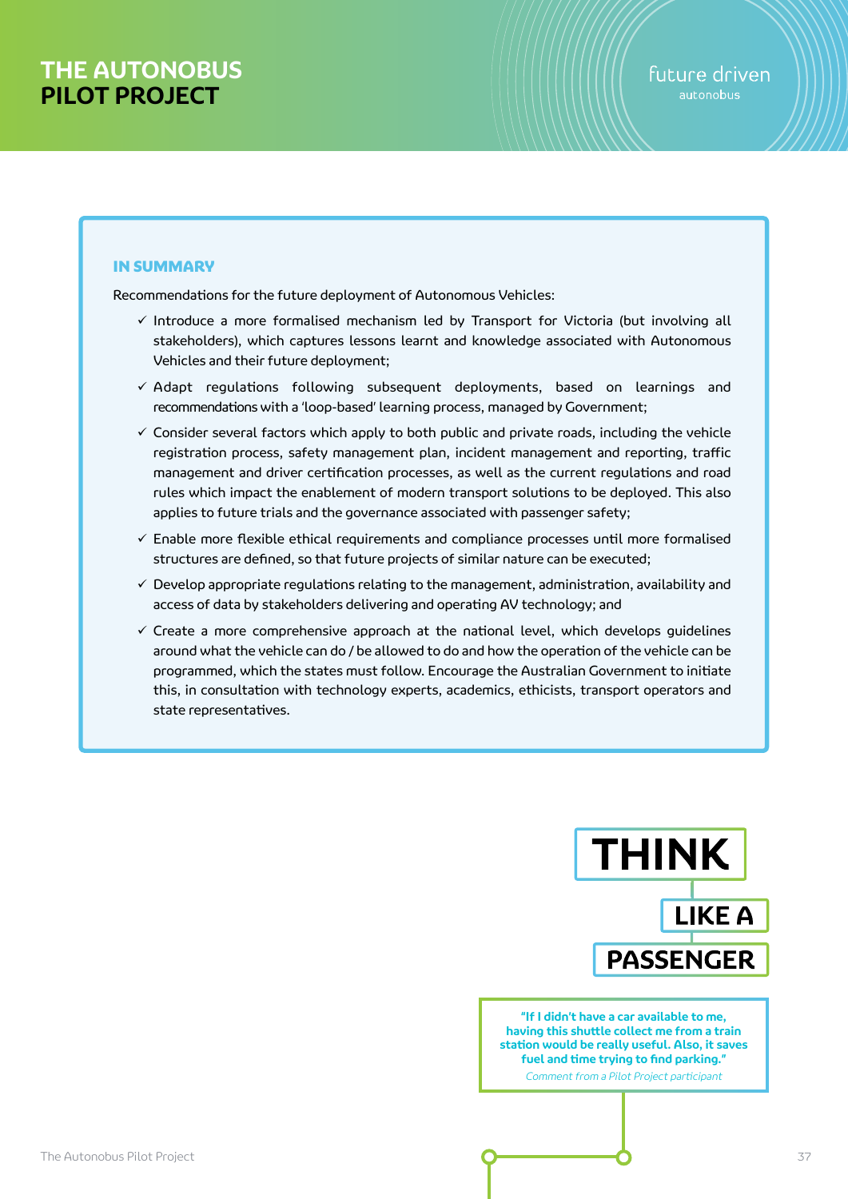### IN SUMMARY

Recommendations for the future deployment of Autonomous Vehicles:

- ✓ Introduce a more formalised mechanism led by Transport for Victoria (but involving all stakeholders), which captures lessons learnt and knowledge associated with Autonomous Vehicles and their future deployment;
- ✓ Adapt regulations following subsequent deployments, based on learnings and recommendations with a 'loop-based' learning process, managed by Government;
- ✓ Consider several factors which apply to both public and private roads, including the vehicle registration process, safety management plan, incident management and reporting, traffic management and driver certification processes, as well as the current regulations and road rules which impact the enablement of modern transport solutions to be deployed. This also applies to future trials and the governance associated with passenger safety;
- ✓ Enable more flexible ethical requirements and compliance processes until more formalised structures are defined, so that future projects of similar nature can be executed;
- ✓ Develop appropriate regulations relating to the management, administration, availability and access of data by stakeholders delivering and operating AV technology; and
- ✓ Create a more comprehensive approach at the national level, which develops guidelines around what the vehicle can do / be allowed to do and how the operation of the vehicle can be programmed, which the states must follow. Encourage the Australian Government to initiate this, in consultation with technology experts, academics, ethicists, transport operators and state representatives.

**THINK LIKE A PASSENGER**

**"If I didn't have a car available to me, having this shuttle collect me from a train station would be really useful. Also, it saves fuel and time trying to find parking."**

*Comment from a Pilot Project participant*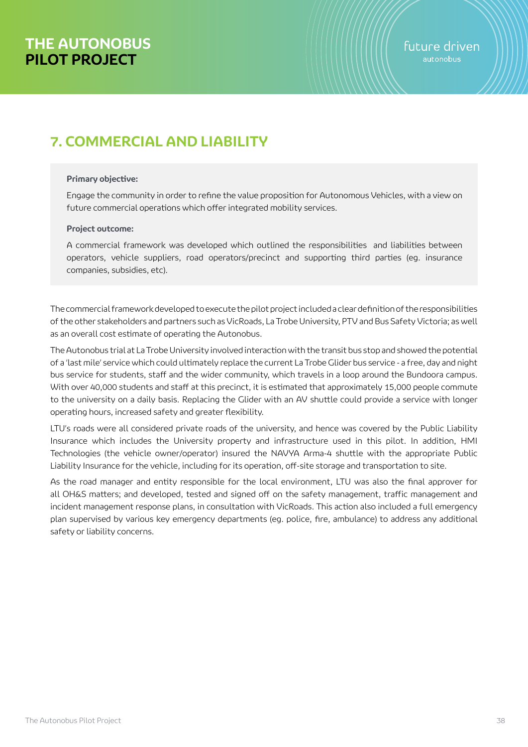## 7. COMMERCIAL AND LIABILITY

**Primary objective:**

Engage the community in order to refine the value proposition for Autonomous Vehicles, with a view on future commercial operations which offer integrated mobility services.

**Project outcome:**

A commercial framework was developed which outlined the responsibilities and liabilities between operators, vehicle suppliers, road operators/precinct and supporting third parties (eg. insurance companies, subsidies, etc).

The commercial framework developed to execute the pilot project included a clear definition of the responsibilities of the other stakeholders and partners such as VicRoads, La Trobe University, PTV and Bus Safety Victoria; as well as an overall cost estimate of operating the Autonobus.

The Autonobus trial at La Trobe University involved interaction with the transit bus stop and showed the potential of a 'last mile' service which could ultimately replace the current La Trobe Glider bus service - a free, day and night bus service for students, staff and the wider community, which travels in a loop around the Bundoora campus. With over 40,000 students and staff at this precinct, it is estimated that approximately 15,000 people commute to the university on a daily basis. Replacing the Glider with an AV shuttle could provide a service with longer operating hours, increased safety and greater flexibility.

LTU's roads were all considered private roads of the university, and hence was covered by the Public Liability Insurance which includes the University property and infrastructure used in this pilot. In addition, HMI Technologies (the vehicle owner/operator) insured the NAVYA Arma-4 shuttle with the appropriate Public Liability Insurance for the vehicle, including for its operation, off-site storage and transportation to site.

As the road manager and entity responsible for the local environment, LTU was also the final approver for all OH&S matters; and developed, tested and signed off on the safety management, traffic management and incident management response plans, in consultation with VicRoads. This action also included a full emergency plan supervised by various key emergency departments (eg. police, fire, ambulance) to address any additional safety or liability concerns.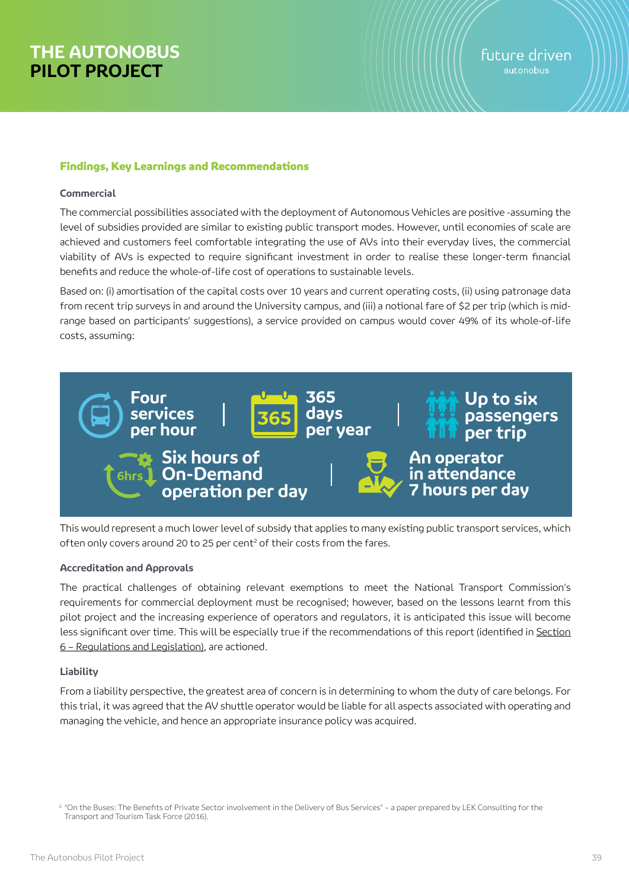# THE AUTONOBUS PILOT PROJECT

## Findings, Key Learnings and Recommendations

### Commercial

The commercial possibilities associated with the deployment of Autonomous Vehicles are positive -assuming the level of subsidies provided are similar to existing public transport modes. However, until economies of scale are achieved and customers feel comfortable integrating the use of AVs into their everyday lives, the commercial viability of AVs is expected to require significant investment in order to realise these longer-term financial benefits and reduce the whole-of-life cost of operations to sustainable levels.

Based on: (i) amortisation of the capital costs over 10 years and current operating costs, (ii) using patronage data from recent trip surveys in and around the University campus, and (iii) a notional fare of $2 per trip (which is mid-range based on participants' suggestions), a service provided on campus would cover 49% of its whole-of-life costs, assuming:

- Four services per hour
- 365 days per year
- Up to six passengers per trip
- Six hours of On-Demand operation per day
- An operator in attendance 7 hours per day

This would represent a much lower level of subsidy that applies to many existing public transport services, which often only covers around 20 to 25 per cent[2] of their costs from the fares.

### Accreditation and Approvals

The practical challenges of obtaining relevant exemptions to meet the National Transport Commission's requirements for commercial deployment must be recognised; however, based on the lessons learnt from this pilot project and the increasing experience of operators and regulators, it is anticipated this issue will become less significant over time. This will be especially true if the recommendations of this report (identified in Section 6 – Regulations and Legislation), are actioned.

### Liability

From a liability perspective, the greatest area of concern is in determining to whom the duty of care belongs. For this trial, it was agreed that the AV shuttle operator would be liable for all aspects associated with operating and managing the vehicle, and hence an appropriate insurance policy was acquired.

[2] "On the Buses: The Benefits of Private Sector involvement in the Delivery of Bus Services" – a paper prepared by LEK Consulting for the Transport and Tourism Task Force (2016).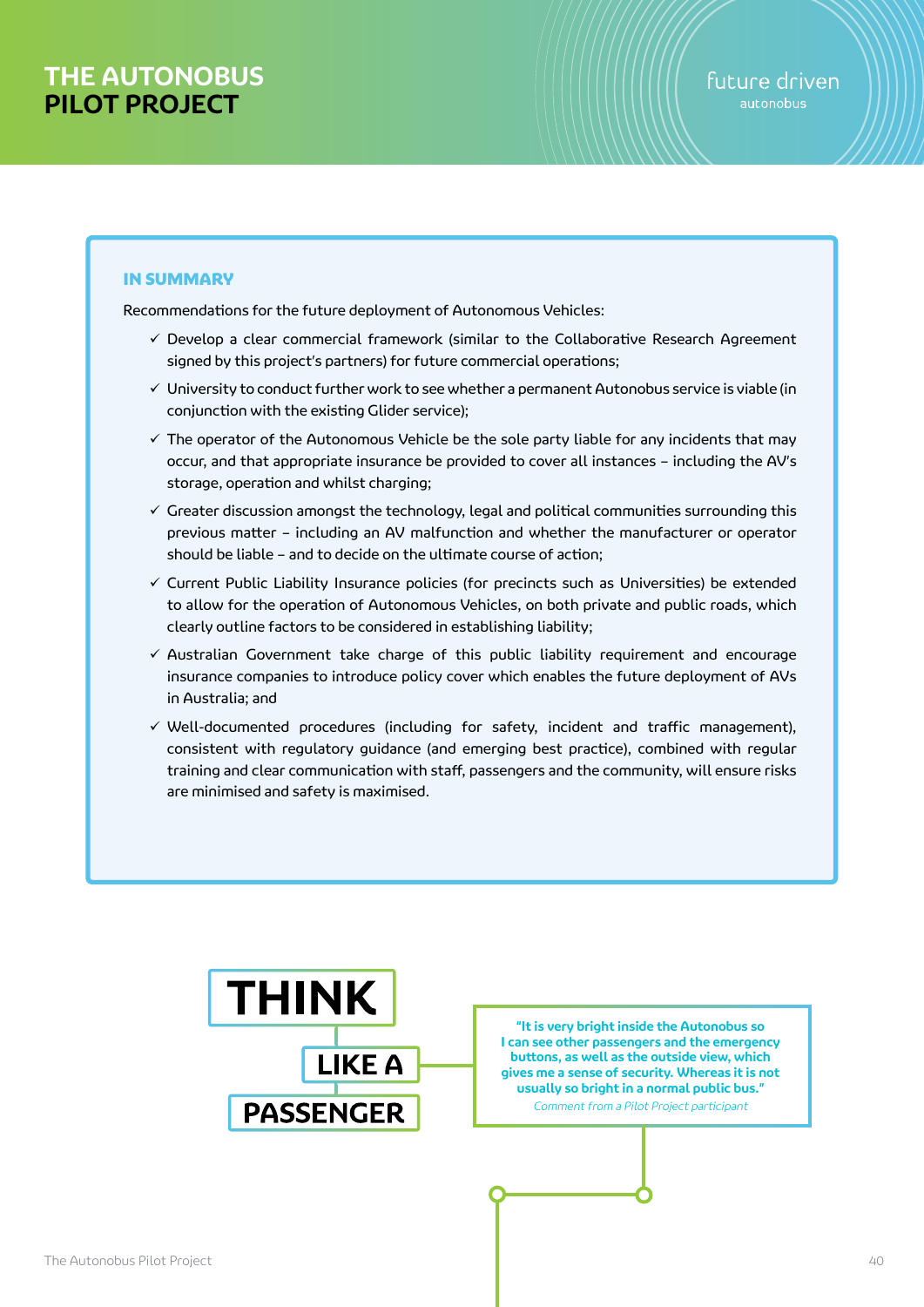### IN SUMMARY

Recommendations for the future deployment of Autonomous Vehicles:

- ✓ Develop a clear commercial framework (similar to the Collaborative Research Agreement signed by this project's partners) for future commercial operations;
- ✓ University to conduct further work to see whether a permanent Autonobus service is viable (in conjunction with the existing Glider service);
- ✓ The operator of the Autonomous Vehicle be the sole party liable for any incidents that may occur, and that appropriate insurance be provided to cover all instances – including the AV's storage, operation and whilst charging;
- ✓ Greater discussion amongst the technology, legal and political communities surrounding this previous matter – including an AV malfunction and whether the manufacturer or operator should be liable – and to decide on the ultimate course of action;
- ✓ Current Public Liability Insurance policies (for precincts such as Universities) be extended to allow for the operation of Autonomous Vehicles, on both private and public roads, which clearly outline factors to be considered in establishing liability;
- ✓ Australian Government take charge of this public liability requirement and encourage insurance companies to introduce policy cover which enables the future deployment of AVs in Australia; and
- ✓ Well-documented procedures (including for safety, incident and traffic management), consistent with regulatory guidance (and emerging best practice), combined with regular training and clear communication with staff, passengers and the community, will ensure risks are minimised and safety is maximised.

**THINK LIKE A PASSENGER**

**"It is very bright inside the Autonobus so I can see other passengers and the emergency buttons, as well as the outside view, which gives me a sense of security. Whereas it is not usually so bright in a normal public bus."**

*Comment from a Pilot Project participant*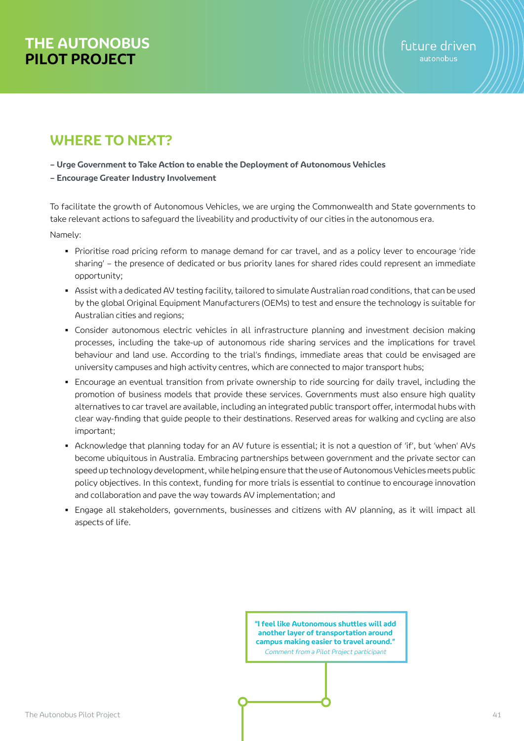## WHERE TO NEXT?

**– Urge Government to Take Action to enable the Deployment of Autonomous Vehicles**
**– Encourage Greater Industry Involvement**

To facilitate the growth of Autonomous Vehicles, we are urging the Commonwealth and State governments to take relevant actions to safeguard the liveability and productivity of our cities in the autonomous era.

Namely:

- Prioritise road pricing reform to manage demand for car travel, and as a policy lever to encourage 'ride sharing' – the presence of dedicated or bus priority lanes for shared rides could represent an immediate opportunity;
- Assist with a dedicated AV testing facility, tailored to simulate Australian road conditions, that can be used by the global Original Equipment Manufacturers (OEMs) to test and ensure the technology is suitable for Australian cities and regions;
- Consider autonomous electric vehicles in all infrastructure planning and investment decision making processes, including the take-up of autonomous ride sharing services and the implications for travel behaviour and land use. According to the trial's findings, immediate areas that could be envisaged are university campuses and high activity centres, which are connected to major transport hubs;
- Encourage an eventual transition from private ownership to ride sourcing for daily travel, including the promotion of business models that provide these services. Governments must also ensure high quality alternatives to car travel are available, including an integrated public transport offer, intermodal hubs with clear way-finding that guide people to their destinations. Reserved areas for walking and cycling are also important;
- Acknowledge that planning today for an AV future is essential; it is not a question of 'if', but 'when' AVs become ubiquitous in Australia. Embracing partnerships between government and the private sector can speed up technology development, while helping ensure that the use of Autonomous Vehicles meets public policy objectives. In this context, funding for more trials is essential to continue to encourage innovation and collaboration and pave the way towards AV implementation; and
- Engage all stakeholders, governments, businesses and citizens with AV planning, as it will impact all aspects of life.

**"I feel like Autonomous shuttles will add another layer of transportation around campus making easier to travel around."**
*Comment from a Pilot Project participant*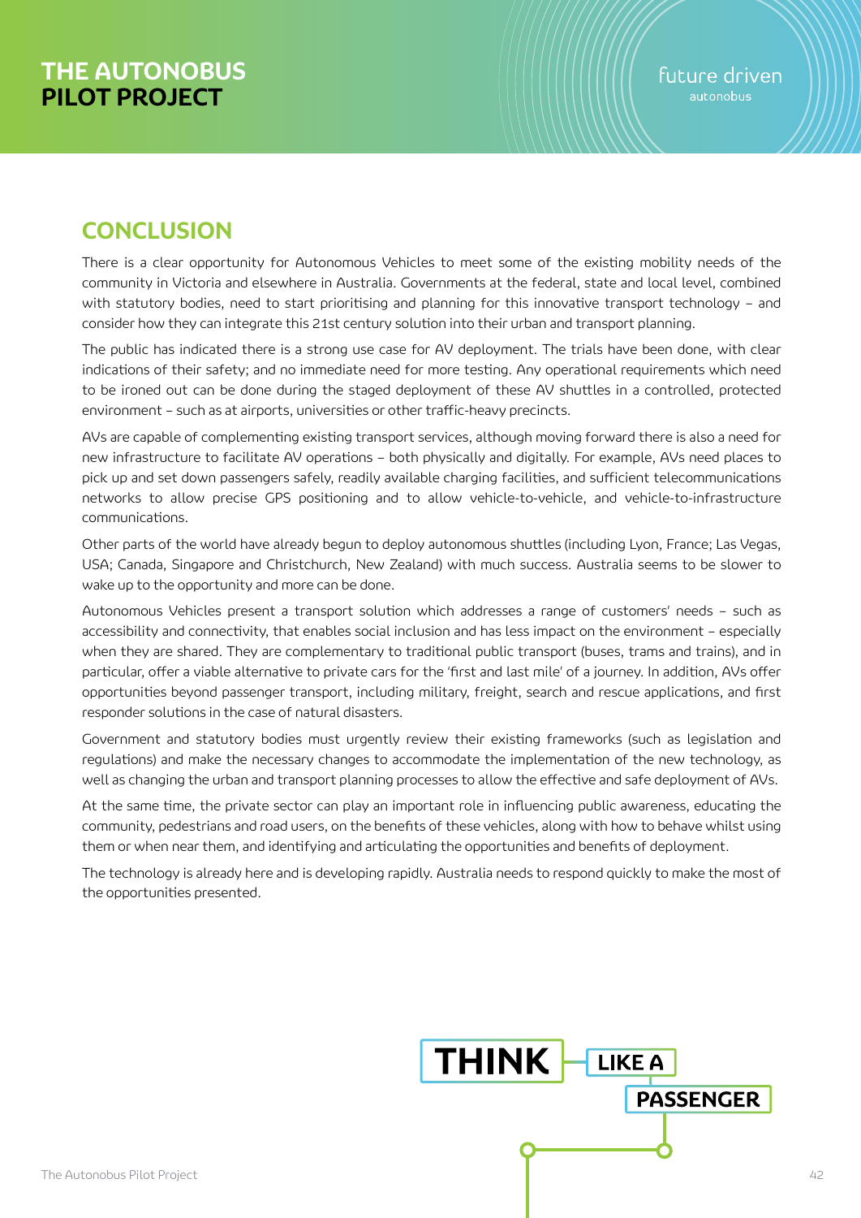## CONCLUSION

There is a clear opportunity for Autonomous Vehicles to meet some of the existing mobility needs of the community in Victoria and elsewhere in Australia. Governments at the federal, state and local level, combined with statutory bodies, need to start prioritising and planning for this innovative transport technology – and consider how they can integrate this 21st century solution into their urban and transport planning.

The public has indicated there is a strong use case for AV deployment. The trials have been done, with clear indications of their safety; and no immediate need for more testing. Any operational requirements which need to be ironed out can be done during the staged deployment of these AV shuttles in a controlled, protected environment – such as at airports, universities or other traffic-heavy precincts.

AVs are capable of complementing existing transport services, although moving forward there is also a need for new infrastructure to facilitate AV operations – both physically and digitally. For example, AVs need places to pick up and set down passengers safely, readily available charging facilities, and sufficient telecommunications networks to allow precise GPS positioning and to allow vehicle-to-vehicle, and vehicle-to-infrastructure communications.

Other parts of the world have already begun to deploy autonomous shuttles (including Lyon, France; Las Vegas, USA; Canada, Singapore and Christchurch, New Zealand) with much success. Australia seems to be slower to wake up to the opportunity and more can be done.

Autonomous Vehicles present a transport solution which addresses a range of customers' needs – such as accessibility and connectivity, that enables social inclusion and has less impact on the environment – especially when they are shared. They are complementary to traditional public transport (buses, trams and trains), and in particular, offer a viable alternative to private cars for the 'first and last mile' of a journey. In addition, AVs offer opportunities beyond passenger transport, including military, freight, search and rescue applications, and first responder solutions in the case of natural disasters.

Government and statutory bodies must urgently review their existing frameworks (such as legislation and regulations) and make the necessary changes to accommodate the implementation of the new technology, as well as changing the urban and transport planning processes to allow the effective and safe deployment of AVs.

At the same time, the private sector can play an important role in influencing public awareness, educating the community, pedestrians and road users, on the benefits of these vehicles, along with how to behave whilst using them or when near them, and identifying and articulating the opportunities and benefits of deployment.

The technology is already here and is developing rapidly. Australia needs to respond quickly to make the most of the opportunities presented.

THINK LIKE A PASSENGER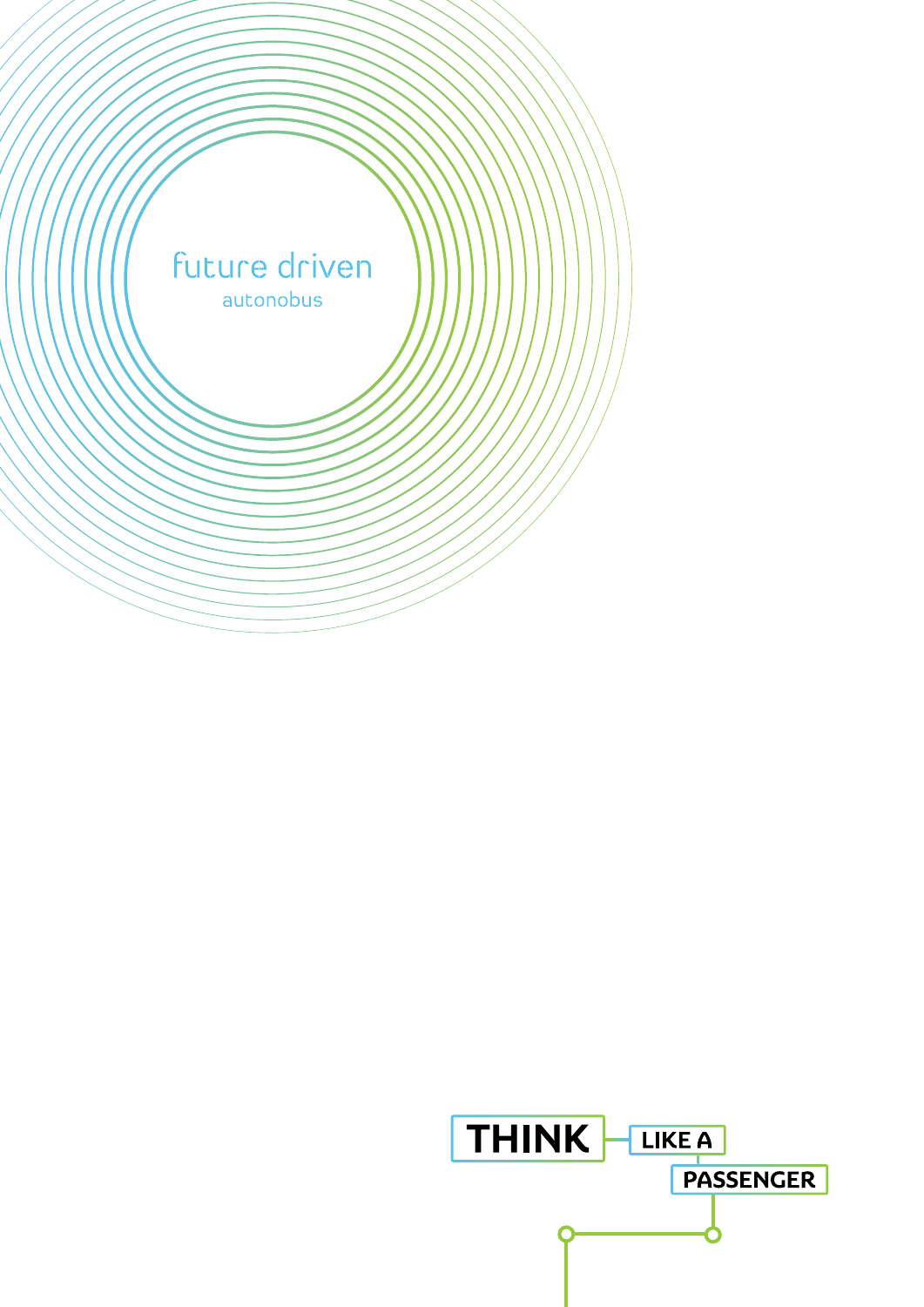future driven

autonobus

THINK LIKE A PASSENGER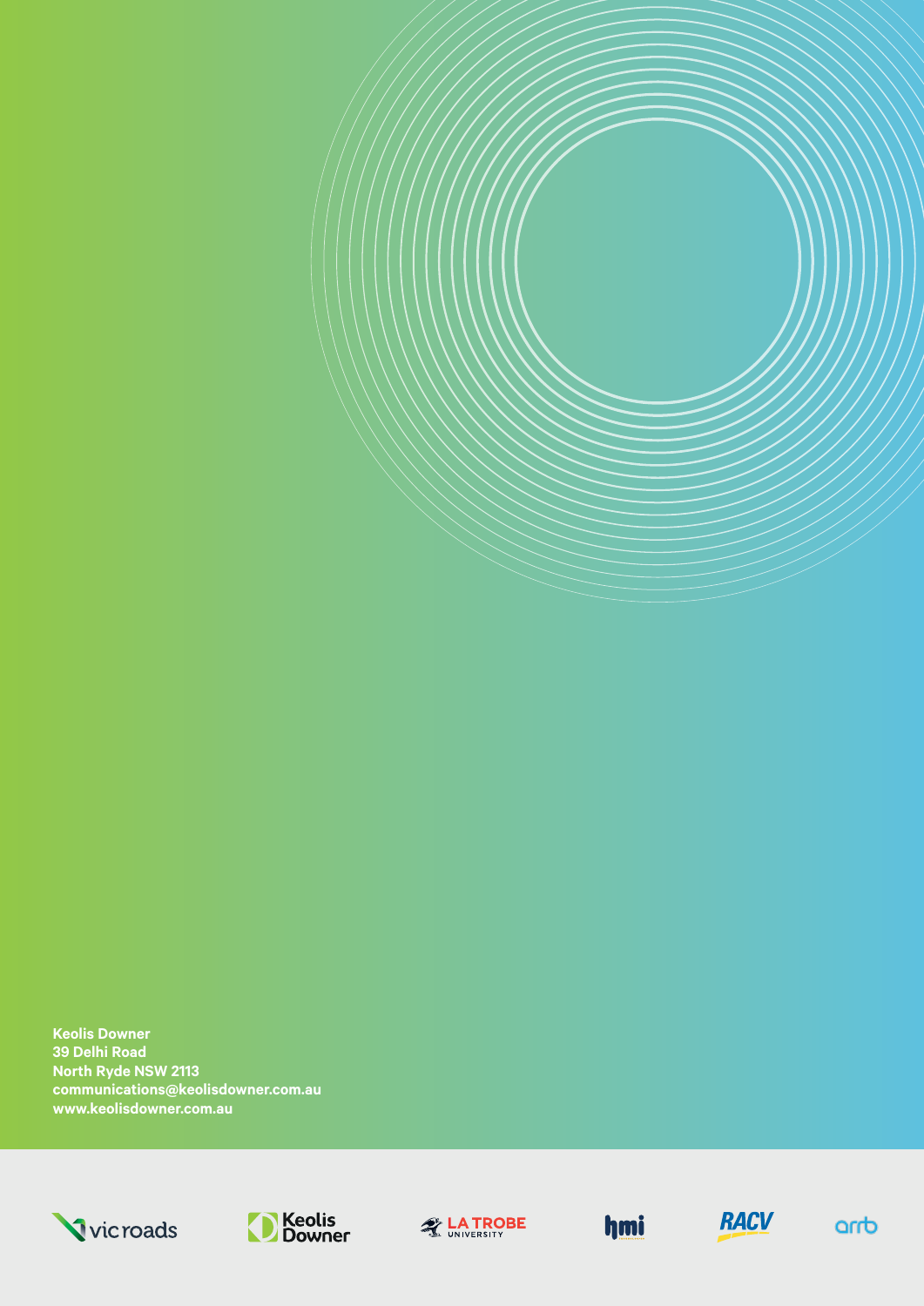**Keolis Downer**
**39 Delhi Road**
**North Ryde NSW 2113**
**communications@keolisdowner.com.au**
**www.keolisdowner.com.au**